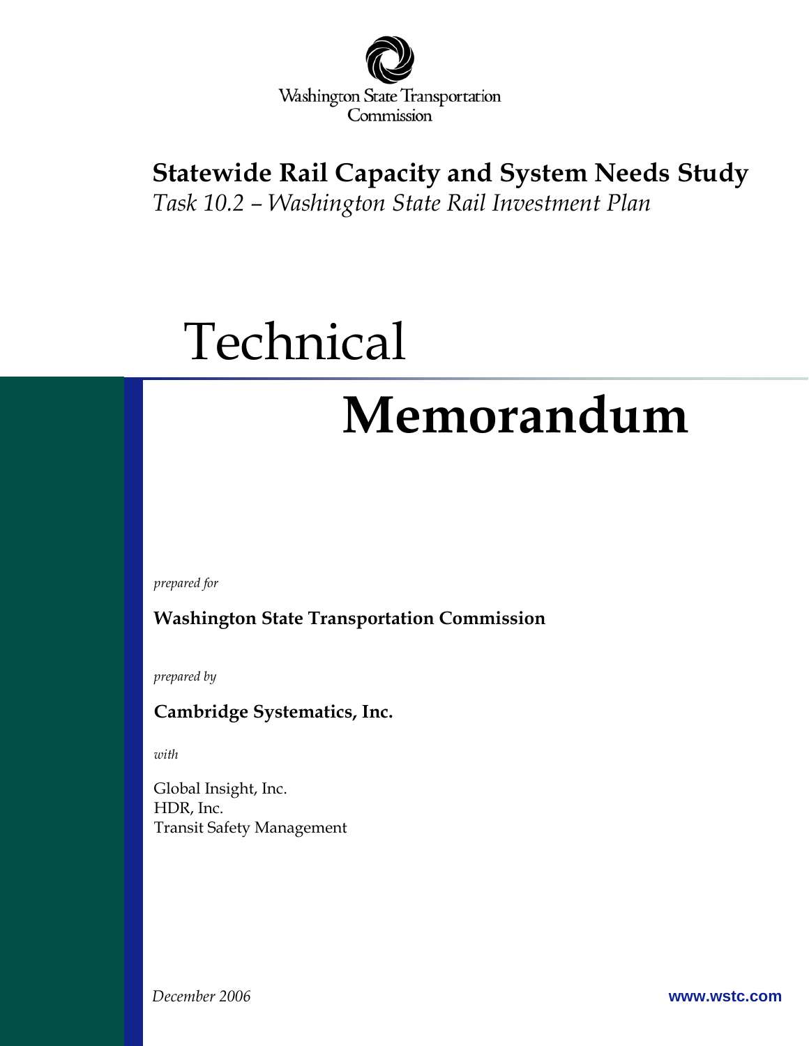Washington State Transportation Commission

# Statewide Rail Capacity and System Needs Study

*Task 10.2 – Washington State Rail Investment Plan*

# Technical Memorandum

*prepared for*

**Washington State Transportation Commission**

*prepared by*

**Cambridge Systematics, Inc.**

*with*

Global Insight, Inc.
HDR, Inc.
Transit Safety Management

*December 2006*

**www.wstc.com**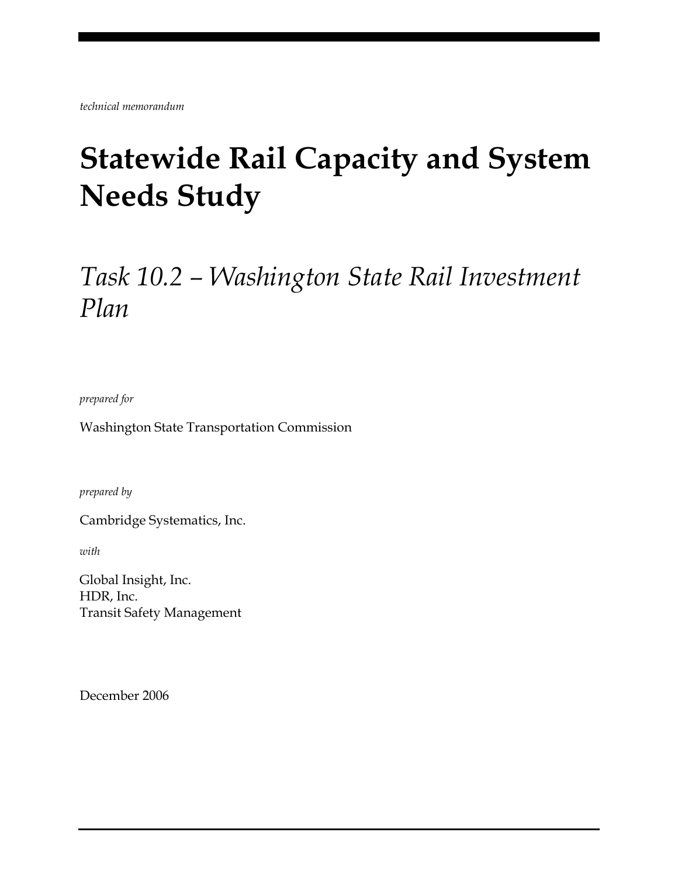*technical memorandum*

# Statewide Rail Capacity and System Needs Study

## *Task 10.2 – Washington State Rail Investment Plan*

*prepared for*

Washington State Transportation Commission

*prepared by*

Cambridge Systematics, Inc.

*with*

Global Insight, Inc.
HDR, Inc.
Transit Safety Management

December 2006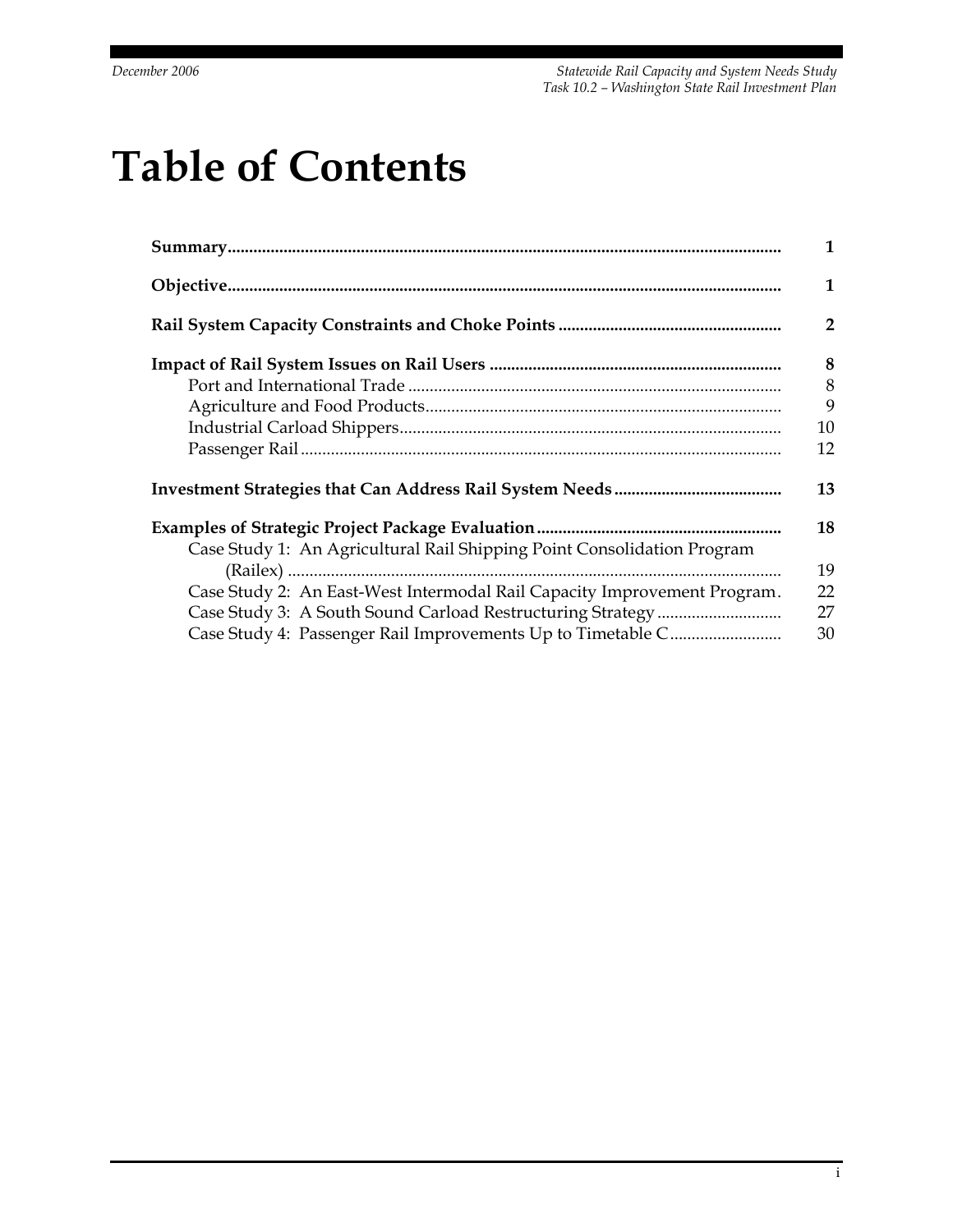# Table of Contents

| | |
|---|---|
| **Summary** | **1** |
| **Objective** | **1** |
| **Rail System Capacity Constraints and Choke Points** | **2** |
| **Impact of Rail System Issues on Rail Users** | **8** |
| Port and International Trade | 8 |
| Agriculture and Food Products | 9 |
| Industrial Carload Shippers | 10 |
| Passenger Rail | 12 |
| **Investment Strategies that Can Address Rail System Needs** | **13** |
| **Examples of Strategic Project Package Evaluation** | **18** |
| Case Study 1: An Agricultural Rail Shipping Point Consolidation Program (Railex) | 19 |
| Case Study 2: An East-West Intermodal Rail Capacity Improvement Program | 22 |
| Case Study 3: A South Sound Carload Restructuring Strategy | 27 |
| Case Study 4: Passenger Rail Improvements Up to Timetable C | 30 |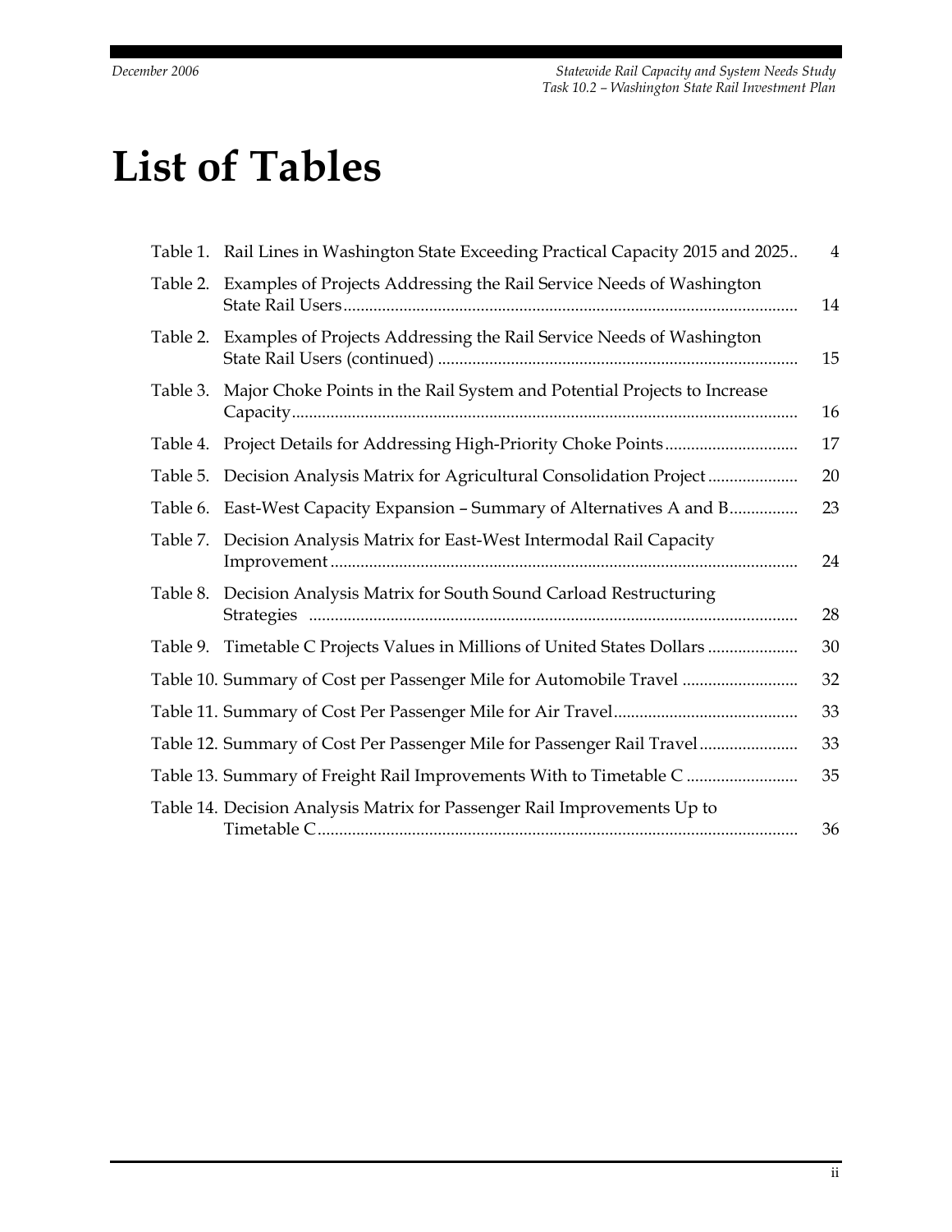# List of Tables

| | | |
|---|---|---|
| Table 1. | Rail Lines in Washington State Exceeding Practical Capacity 2015 and 2025.. | 4 |
| Table 2. | Examples of Projects Addressing the Rail Service Needs of Washington State Rail Users | 14 |
| Table 2. | Examples of Projects Addressing the Rail Service Needs of Washington State Rail Users (continued) | 15 |
| Table 3. | Major Choke Points in the Rail System and Potential Projects to Increase Capacity | 16 |
| Table 4. | Project Details for Addressing High-Priority Choke Points | 17 |
| Table 5. | Decision Analysis Matrix for Agricultural Consolidation Project | 20 |
| Table 6. | East-West Capacity Expansion – Summary of Alternatives A and B | 23 |
| Table 7. | Decision Analysis Matrix for East-West Intermodal Rail Capacity Improvement | 24 |
| Table 8. | Decision Analysis Matrix for South Sound Carload Restructuring Strategies | 28 |
| Table 9. | Timetable C Projects Values in Millions of United States Dollars | 30 |
| Table 10. | Summary of Cost per Passenger Mile for Automobile Travel | 32 |
| Table 11. | Summary of Cost Per Passenger Mile for Air Travel | 33 |
| Table 12. | Summary of Cost Per Passenger Mile for Passenger Rail Travel | 33 |
| Table 13. | Summary of Freight Rail Improvements With to Timetable C | 35 |
| Table 14. | Decision Analysis Matrix for Passenger Rail Improvements Up to Timetable C | 36 |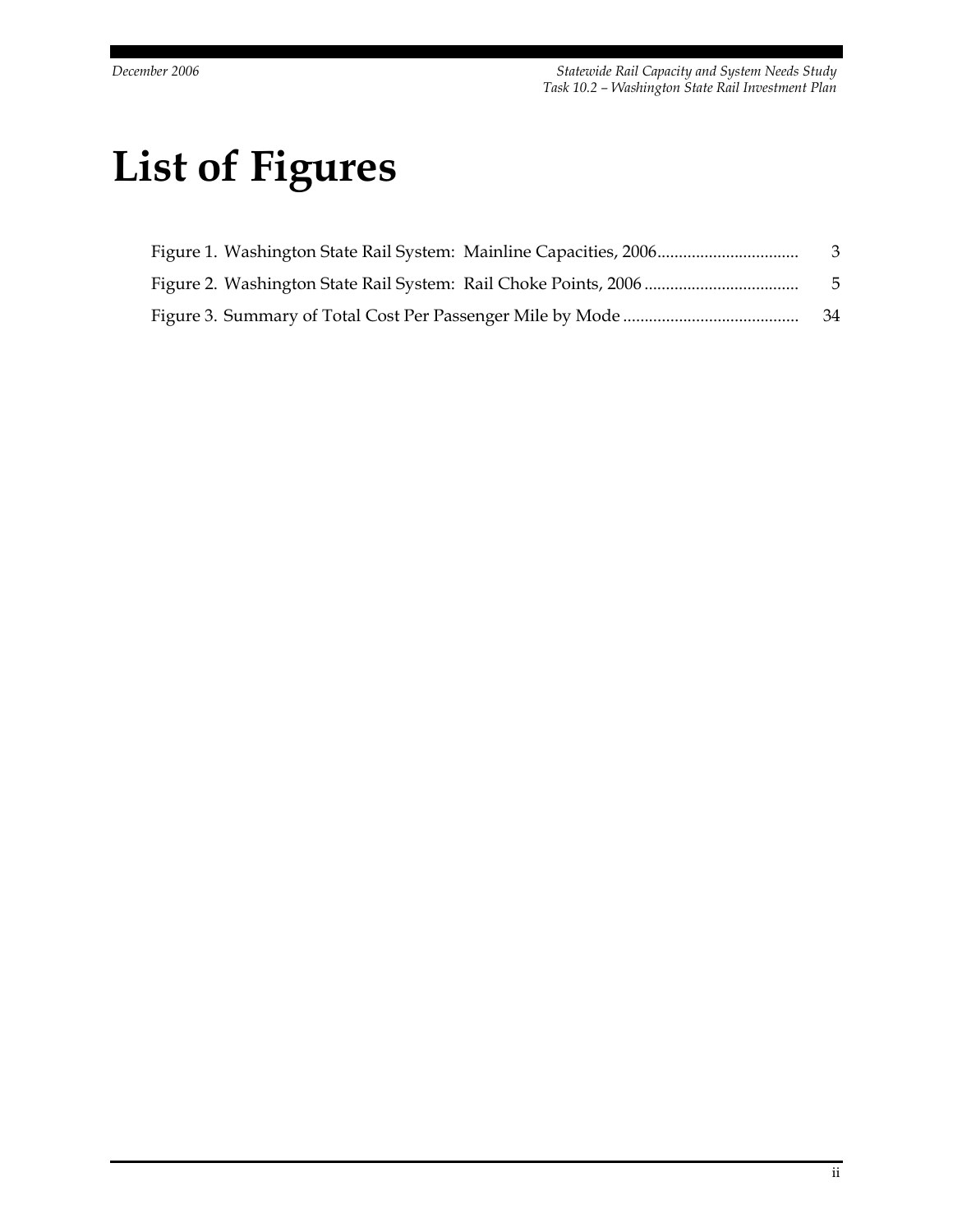# List of Figures

Figure 1. Washington State Rail System: Mainline Capacities, 2006................................. 3

Figure 2. Washington State Rail System: Rail Choke Points, 2006 .................................... 5

Figure 3. Summary of Total Cost Per Passenger Mile by Mode ......................................... 34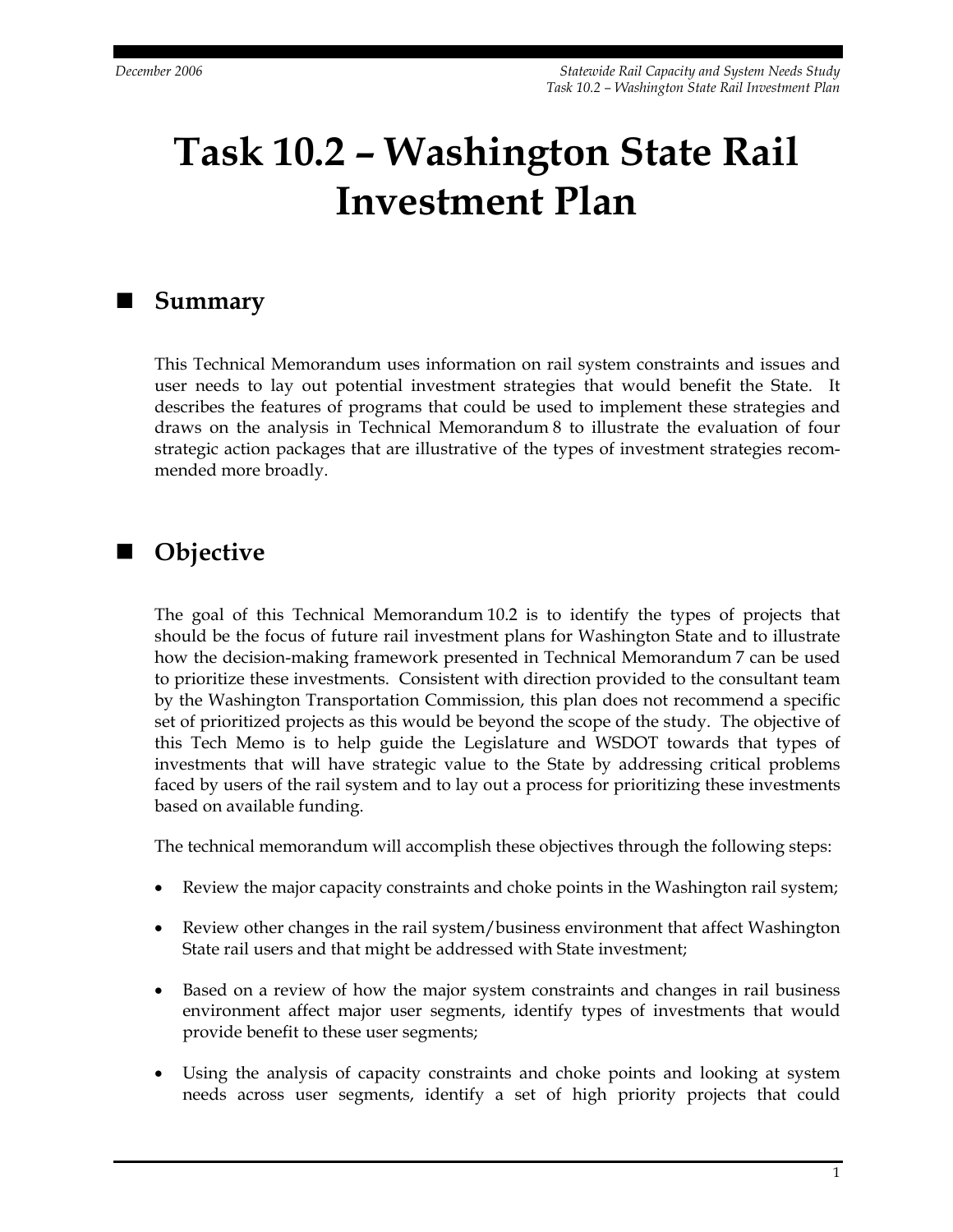# Task 10.2 – Washington State Rail Investment Plan

## Summary

This Technical Memorandum uses information on rail system constraints and issues and user needs to lay out potential investment strategies that would benefit the State. It describes the features of programs that could be used to implement these strategies and draws on the analysis in Technical Memorandum 8 to illustrate the evaluation of four strategic action packages that are illustrative of the types of investment strategies recommended more broadly.

## Objective

The goal of this Technical Memorandum 10.2 is to identify the types of projects that should be the focus of future rail investment plans for Washington State and to illustrate how the decision-making framework presented in Technical Memorandum 7 can be used to prioritize these investments. Consistent with direction provided to the consultant team by the Washington Transportation Commission, this plan does not recommend a specific set of prioritized projects as this would be beyond the scope of the study. The objective of this Tech Memo is to help guide the Legislature and WSDOT towards that types of investments that will have strategic value to the State by addressing critical problems faced by users of the rail system and to lay out a process for prioritizing these investments based on available funding.

The technical memorandum will accomplish these objectives through the following steps:

- Review the major capacity constraints and choke points in the Washington rail system;
- Review other changes in the rail system/business environment that affect Washington State rail users and that might be addressed with State investment;
- Based on a review of how the major system constraints and changes in rail business environment affect major user segments, identify types of investments that would provide benefit to these user segments;
- Using the analysis of capacity constraints and choke points and looking at system needs across user segments, identify a set of high priority projects that could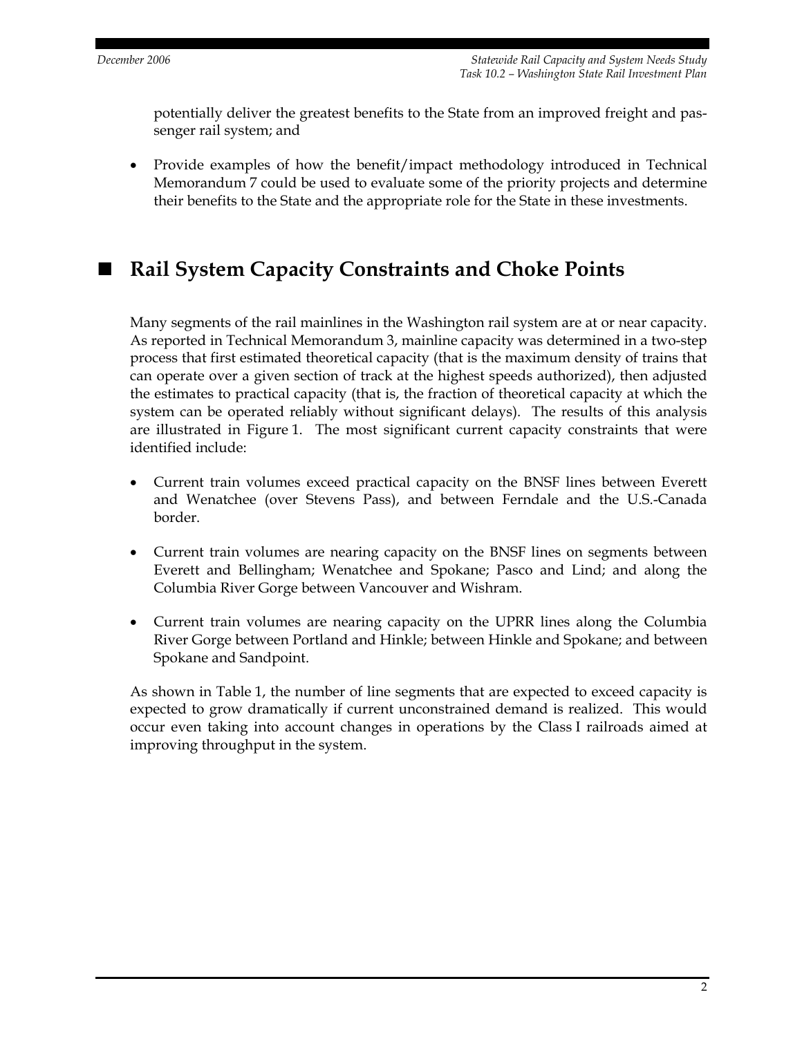potentially deliver the greatest benefits to the State from an improved freight and passenger rail system; and

- Provide examples of how the benefit/impact methodology introduced in Technical Memorandum 7 could be used to evaluate some of the priority projects and determine their benefits to the State and the appropriate role for the State in these investments.

## Rail System Capacity Constraints and Choke Points

Many segments of the rail mainlines in the Washington rail system are at or near capacity. As reported in Technical Memorandum 3, mainline capacity was determined in a two-step process that first estimated theoretical capacity (that is the maximum density of trains that can operate over a given section of track at the highest speeds authorized), then adjusted the estimates to practical capacity (that is, the fraction of theoretical capacity at which the system can be operated reliably without significant delays). The results of this analysis are illustrated in Figure 1. The most significant current capacity constraints that were identified include:

- Current train volumes exceed practical capacity on the BNSF lines between Everett and Wenatchee (over Stevens Pass), and between Ferndale and the U.S.-Canada border.
- Current train volumes are nearing capacity on the BNSF lines on segments between Everett and Bellingham; Wenatchee and Spokane; Pasco and Lind; and along the Columbia River Gorge between Vancouver and Wishram.
- Current train volumes are nearing capacity on the UPRR lines along the Columbia River Gorge between Portland and Hinkle; between Hinkle and Spokane; and between Spokane and Sandpoint.

As shown in Table 1, the number of line segments that are expected to exceed capacity is expected to grow dramatically if current unconstrained demand is realized. This would occur even taking into account changes in operations by the Class I railroads aimed at improving throughput in the system.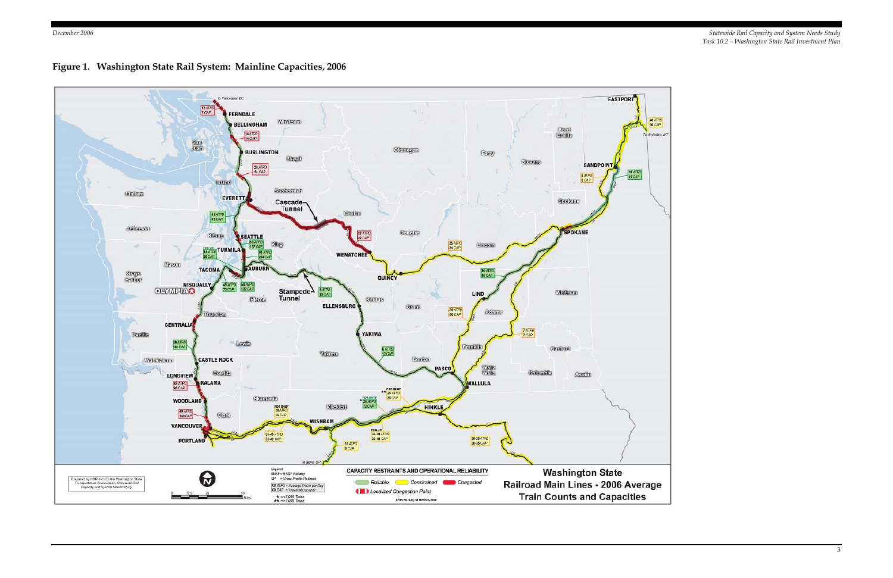**Figure 1. Washington State Rail System: Mainline Capacities, 2006**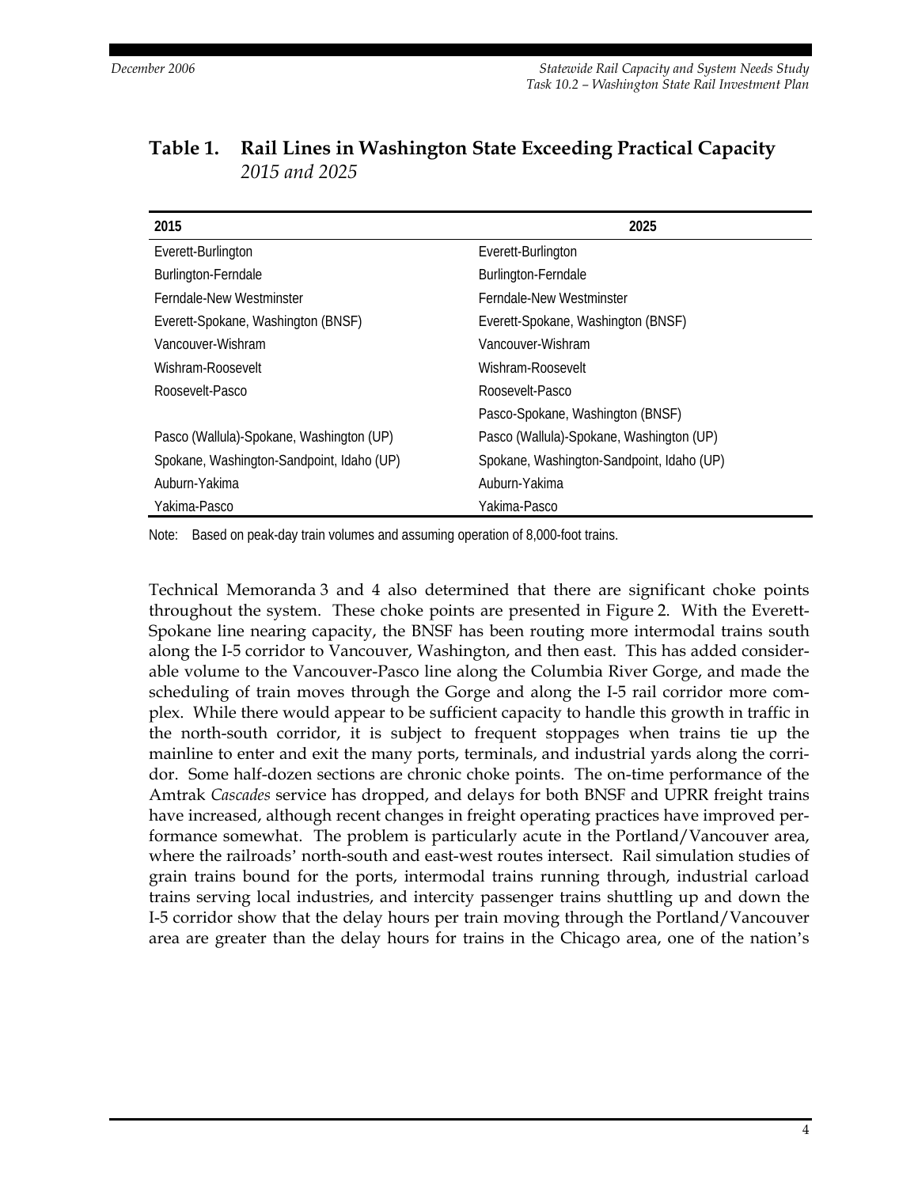## Table 1. Rail Lines in Washington State Exceeding Practical Capacity
*2015 and 2025*

| 2015 | 2025 |
|---|---|
| Everett-Burlington | Everett-Burlington |
| Burlington-Ferndale | Burlington-Ferndale |
| Ferndale-New Westminster | Ferndale-New Westminster |
| Everett-Spokane, Washington (BNSF) | Everett-Spokane, Washington (BNSF) |
| Vancouver-Wishram | Vancouver-Wishram |
| Wishram-Roosevelt | Wishram-Roosevelt |
| Roosevelt-Pasco | Roosevelt-Pasco |
| | Pasco-Spokane, Washington (BNSF) |
| Pasco (Wallula)-Spokane, Washington (UP) | Pasco (Wallula)-Spokane, Washington (UP) |
| Spokane, Washington-Sandpoint, Idaho (UP) | Spokane, Washington-Sandpoint, Idaho (UP) |
| Auburn-Yakima | Auburn-Yakima |
| Yakima-Pasco | Yakima-Pasco |

Note: Based on peak-day train volumes and assuming operation of 8,000-foot trains.

Technical Memoranda 3 and 4 also determined that there are significant choke points throughout the system. These choke points are presented in Figure 2. With the Everett-Spokane line nearing capacity, the BNSF has been routing more intermodal trains south along the I-5 corridor to Vancouver, Washington, and then east. This has added considerable volume to the Vancouver-Pasco line along the Columbia River Gorge, and made the scheduling of train moves through the Gorge and along the I-5 rail corridor more complex. While there would appear to be sufficient capacity to handle this growth in traffic in the north-south corridor, it is subject to frequent stoppages when trains tie up the mainline to enter and exit the many ports, terminals, and industrial yards along the corridor. Some half-dozen sections are chronic choke points. The on-time performance of the Amtrak *Cascades* service has dropped, and delays for both BNSF and UPRR freight trains have increased, although recent changes in freight operating practices have improved performance somewhat. The problem is particularly acute in the Portland/Vancouver area, where the railroads' north-south and east-west routes intersect. Rail simulation studies of grain trains bound for the ports, intermodal trains running through, industrial carload trains serving local industries, and intercity passenger trains shuttling up and down the I-5 corridor show that the delay hours per train moving through the Portland/Vancouver area are greater than the delay hours for trains in the Chicago area, one of the nation's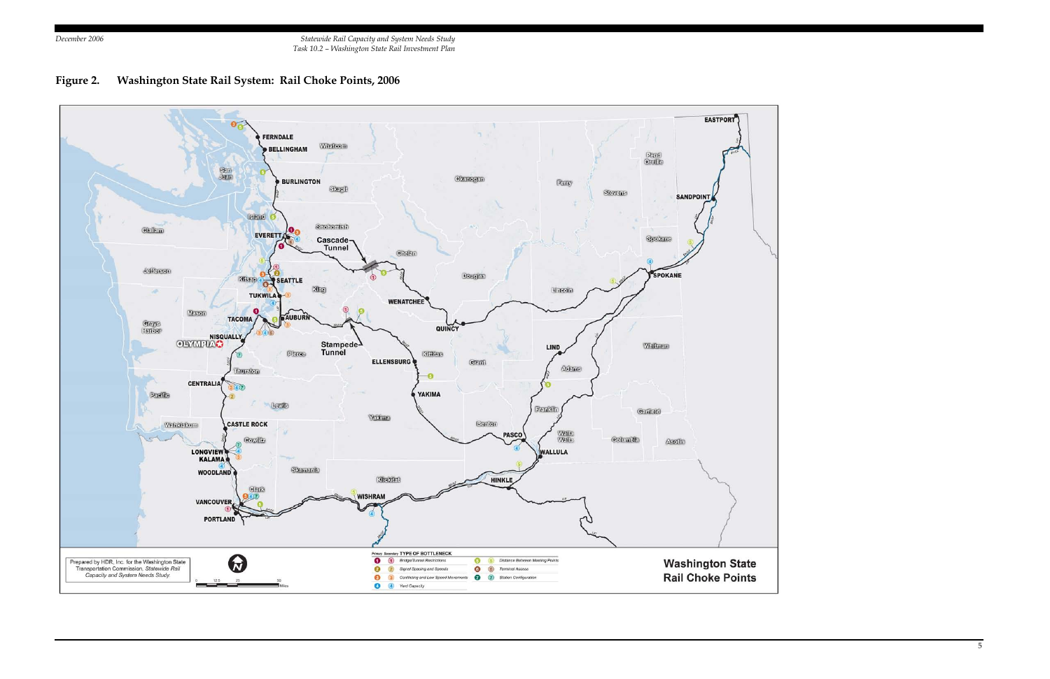## Figure 2. Washington State Rail System: Rail Choke Points, 2006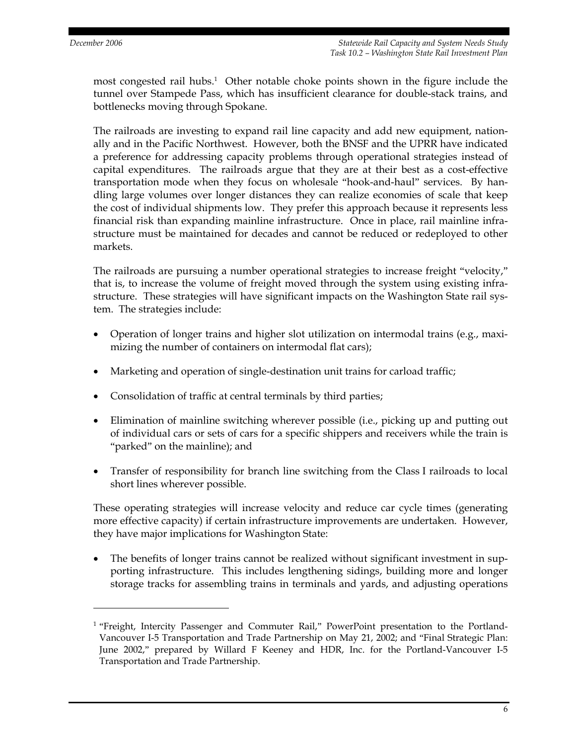most congested rail hubs.[1] Other notable choke points shown in the figure include the tunnel over Stampede Pass, which has insufficient clearance for double-stack trains, and bottlenecks moving through Spokane.

The railroads are investing to expand rail line capacity and add new equipment, nationally and in the Pacific Northwest. However, both the BNSF and the UPRR have indicated a preference for addressing capacity problems through operational strategies instead of capital expenditures. The railroads argue that they are at their best as a cost-effective transportation mode when they focus on wholesale "hook-and-haul" services. By handling large volumes over longer distances they can realize economies of scale that keep the cost of individual shipments low. They prefer this approach because it represents less financial risk than expanding mainline infrastructure. Once in place, rail mainline infrastructure must be maintained for decades and cannot be reduced or redeployed to other markets.

The railroads are pursuing a number operational strategies to increase freight "velocity," that is, to increase the volume of freight moved through the system using existing infrastructure. These strategies will have significant impacts on the Washington State rail system. The strategies include:

- Operation of longer trains and higher slot utilization on intermodal trains (e.g., maximizing the number of containers on intermodal flat cars);
- Marketing and operation of single-destination unit trains for carload traffic;
- Consolidation of traffic at central terminals by third parties;
- Elimination of mainline switching wherever possible (i.e., picking up and putting out of individual cars or sets of cars for a specific shippers and receivers while the train is "parked" on the mainline); and
- Transfer of responsibility for branch line switching from the Class I railroads to local short lines wherever possible.

These operating strategies will increase velocity and reduce car cycle times (generating more effective capacity) if certain infrastructure improvements are undertaken. However, they have major implications for Washington State:

- The benefits of longer trains cannot be realized without significant investment in supporting infrastructure. This includes lengthening sidings, building more and longer storage tracks for assembling trains in terminals and yards, and adjusting operations

[1] "Freight, Intercity Passenger and Commuter Rail," PowerPoint presentation to the Portland-Vancouver I-5 Transportation and Trade Partnership on May 21, 2002; and "Final Strategic Plan: June 2002," prepared by Willard F Keeney and HDR, Inc. for the Portland-Vancouver I-5 Transportation and Trade Partnership.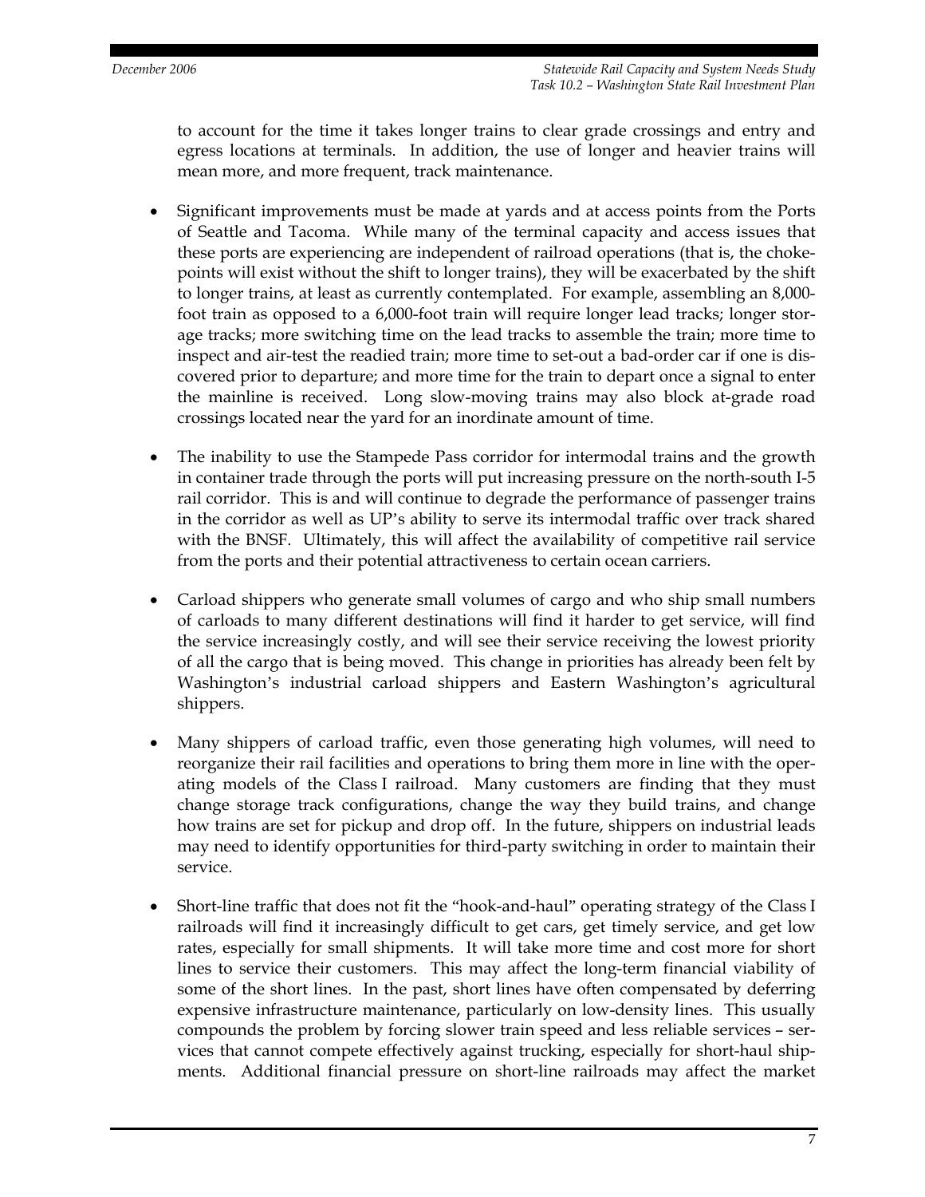to account for the time it takes longer trains to clear grade crossings and entry and egress locations at terminals. In addition, the use of longer and heavier trains will mean more, and more frequent, track maintenance.

- Significant improvements must be made at yards and at access points from the Ports of Seattle and Tacoma. While many of the terminal capacity and access issues that these ports are experiencing are independent of railroad operations (that is, the choke-points will exist without the shift to longer trains), they will be exacerbated by the shift to longer trains, at least as currently contemplated. For example, assembling an 8,000-foot train as opposed to a 6,000-foot train will require longer lead tracks; longer storage tracks; more switching time on the lead tracks to assemble the train; more time to inspect and air-test the readied train; more time to set-out a bad-order car if one is discovered prior to departure; and more time for the train to depart once a signal to enter the mainline is received. Long slow-moving trains may also block at-grade road crossings located near the yard for an inordinate amount of time.

- The inability to use the Stampede Pass corridor for intermodal trains and the growth in container trade through the ports will put increasing pressure on the north-south I-5 rail corridor. This is and will continue to degrade the performance of passenger trains in the corridor as well as UP's ability to serve its intermodal traffic over track shared with the BNSF. Ultimately, this will affect the availability of competitive rail service from the ports and their potential attractiveness to certain ocean carriers.

- Carload shippers who generate small volumes of cargo and who ship small numbers of carloads to many different destinations will find it harder to get service, will find the service increasingly costly, and will see their service receiving the lowest priority of all the cargo that is being moved. This change in priorities has already been felt by Washington's industrial carload shippers and Eastern Washington's agricultural shippers.

- Many shippers of carload traffic, even those generating high volumes, will need to reorganize their rail facilities and operations to bring them more in line with the operating models of the Class I railroad. Many customers are finding that they must change storage track configurations, change the way they build trains, and change how trains are set for pickup and drop off. In the future, shippers on industrial leads may need to identify opportunities for third-party switching in order to maintain their service.

- Short-line traffic that does not fit the "hook-and-haul" operating strategy of the Class I railroads will find it increasingly difficult to get cars, get timely service, and get low rates, especially for small shipments. It will take more time and cost more for short lines to service their customers. This may affect the long-term financial viability of some of the short lines. In the past, short lines have often compensated by deferring expensive infrastructure maintenance, particularly on low-density lines. This usually compounds the problem by forcing slower train speed and less reliable services – services that cannot compete effectively against trucking, especially for short-haul shipments. Additional financial pressure on short-line railroads may affect the market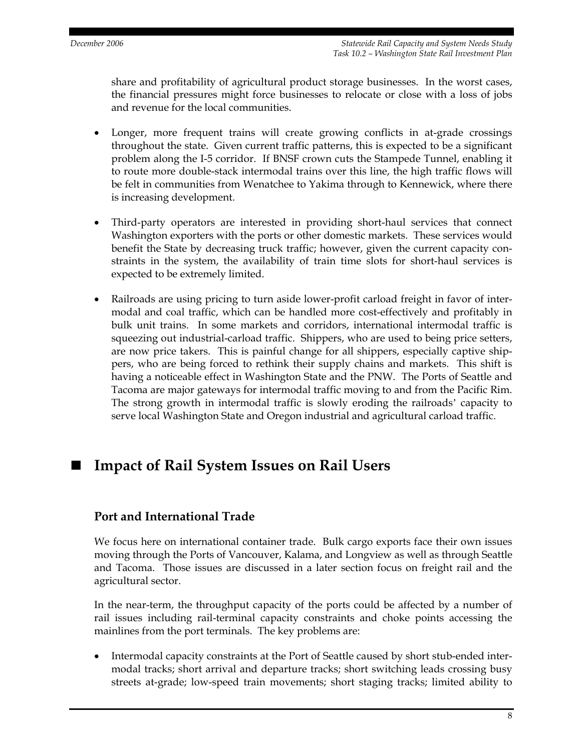share and profitability of agricultural product storage businesses. In the worst cases, the financial pressures might force businesses to relocate or close with a loss of jobs and revenue for the local communities.

- Longer, more frequent trains will create growing conflicts in at-grade crossings throughout the state. Given current traffic patterns, this is expected to be a significant problem along the I-5 corridor. If BNSF crown cuts the Stampede Tunnel, enabling it to route more double-stack intermodal trains over this line, the high traffic flows will be felt in communities from Wenatchee to Yakima through to Kennewick, where there is increasing development.

- Third-party operators are interested in providing short-haul services that connect Washington exporters with the ports or other domestic markets. These services would benefit the State by decreasing truck traffic; however, given the current capacity constraints in the system, the availability of train time slots for short-haul services is expected to be extremely limited.

- Railroads are using pricing to turn aside lower-profit carload freight in favor of intermodal and coal traffic, which can be handled more cost-effectively and profitably in bulk unit trains. In some markets and corridors, international intermodal traffic is squeezing out industrial-carload traffic. Shippers, who are used to being price setters, are now price takers. This is painful change for all shippers, especially captive shippers, who are being forced to rethink their supply chains and markets. This shift is having a noticeable effect in Washington State and the PNW. The Ports of Seattle and Tacoma are major gateways for intermodal traffic moving to and from the Pacific Rim. The strong growth in intermodal traffic is slowly eroding the railroads' capacity to serve local Washington State and Oregon industrial and agricultural carload traffic.

## Impact of Rail System Issues on Rail Users

### Port and International Trade

We focus here on international container trade. Bulk cargo exports face their own issues moving through the Ports of Vancouver, Kalama, and Longview as well as through Seattle and Tacoma. Those issues are discussed in a later section focus on freight rail and the agricultural sector.

In the near-term, the throughput capacity of the ports could be affected by a number of rail issues including rail-terminal capacity constraints and choke points accessing the mainlines from the port terminals. The key problems are:

- Intermodal capacity constraints at the Port of Seattle caused by short stub-ended intermodal tracks; short arrival and departure tracks; short switching leads crossing busy streets at-grade; low-speed train movements; short staging tracks; limited ability to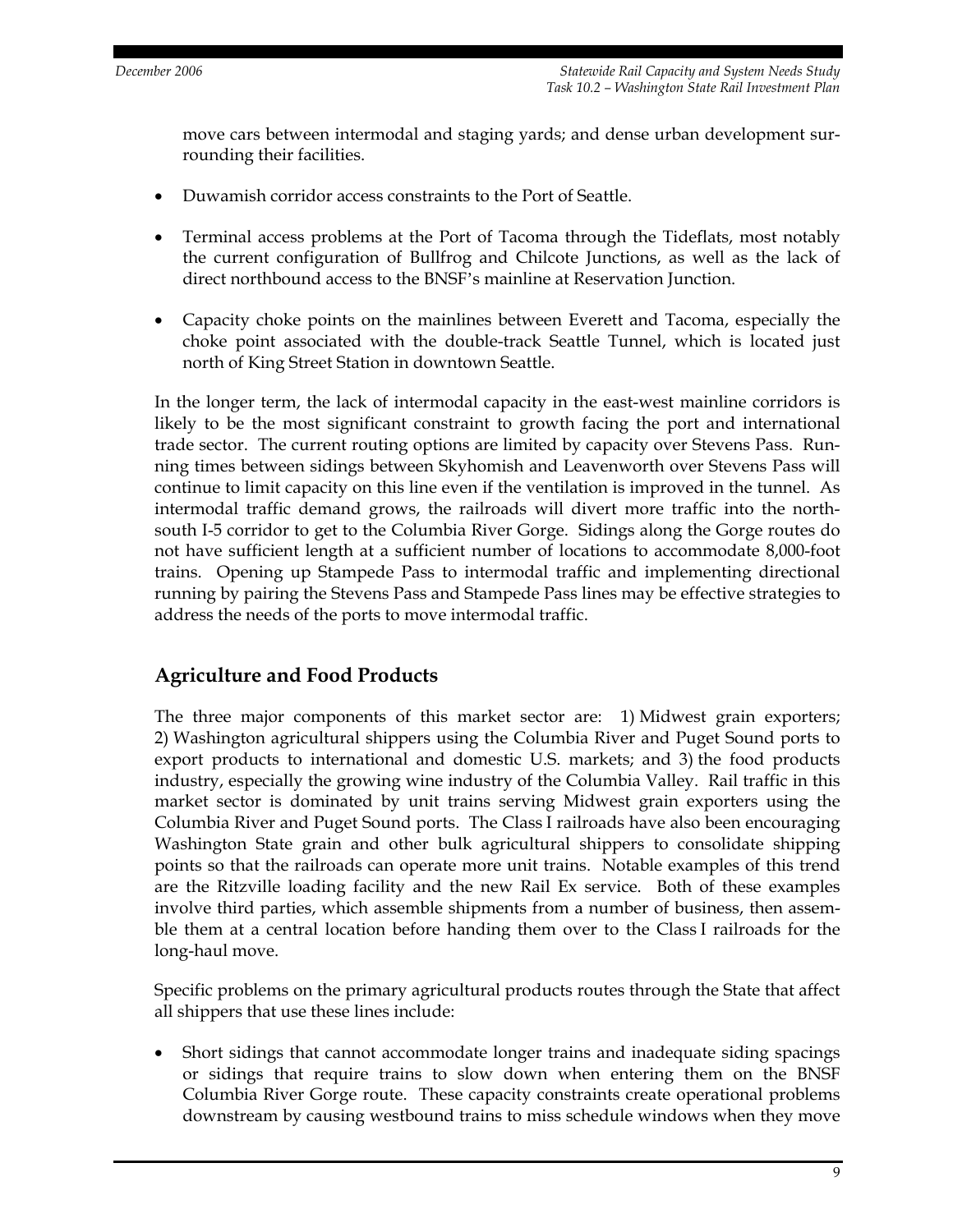move cars between intermodal and staging yards; and dense urban development surrounding their facilities.

- Duwamish corridor access constraints to the Port of Seattle.
- Terminal access problems at the Port of Tacoma through the Tideflats, most notably the current configuration of Bullfrog and Chilcote Junctions, as well as the lack of direct northbound access to the BNSF's mainline at Reservation Junction.
- Capacity choke points on the mainlines between Everett and Tacoma, especially the choke point associated with the double-track Seattle Tunnel, which is located just north of King Street Station in downtown Seattle.

In the longer term, the lack of intermodal capacity in the east-west mainline corridors is likely to be the most significant constraint to growth facing the port and international trade sector. The current routing options are limited by capacity over Stevens Pass. Running times between sidings between Skyhomish and Leavenworth over Stevens Pass will continue to limit capacity on this line even if the ventilation is improved in the tunnel. As intermodal traffic demand grows, the railroads will divert more traffic into the north-south I-5 corridor to get to the Columbia River Gorge. Sidings along the Gorge routes do not have sufficient length at a sufficient number of locations to accommodate 8,000-foot trains. Opening up Stampede Pass to intermodal traffic and implementing directional running by pairing the Stevens Pass and Stampede Pass lines may be effective strategies to address the needs of the ports to move intermodal traffic.

## Agriculture and Food Products

The three major components of this market sector are: 1) Midwest grain exporters; 2) Washington agricultural shippers using the Columbia River and Puget Sound ports to export products to international and domestic U.S. markets; and 3) the food products industry, especially the growing wine industry of the Columbia Valley. Rail traffic in this market sector is dominated by unit trains serving Midwest grain exporters using the Columbia River and Puget Sound ports. The Class I railroads have also been encouraging Washington State grain and other bulk agricultural shippers to consolidate shipping points so that the railroads can operate more unit trains. Notable examples of this trend are the Ritzville loading facility and the new Rail Ex service. Both of these examples involve third parties, which assemble shipments from a number of business, then assemble them at a central location before handing them over to the Class I railroads for the long-haul move.

Specific problems on the primary agricultural products routes through the State that affect all shippers that use these lines include:

- Short sidings that cannot accommodate longer trains and inadequate siding spacings or sidings that require trains to slow down when entering them on the BNSF Columbia River Gorge route. These capacity constraints create operational problems downstream by causing westbound trains to miss schedule windows when they move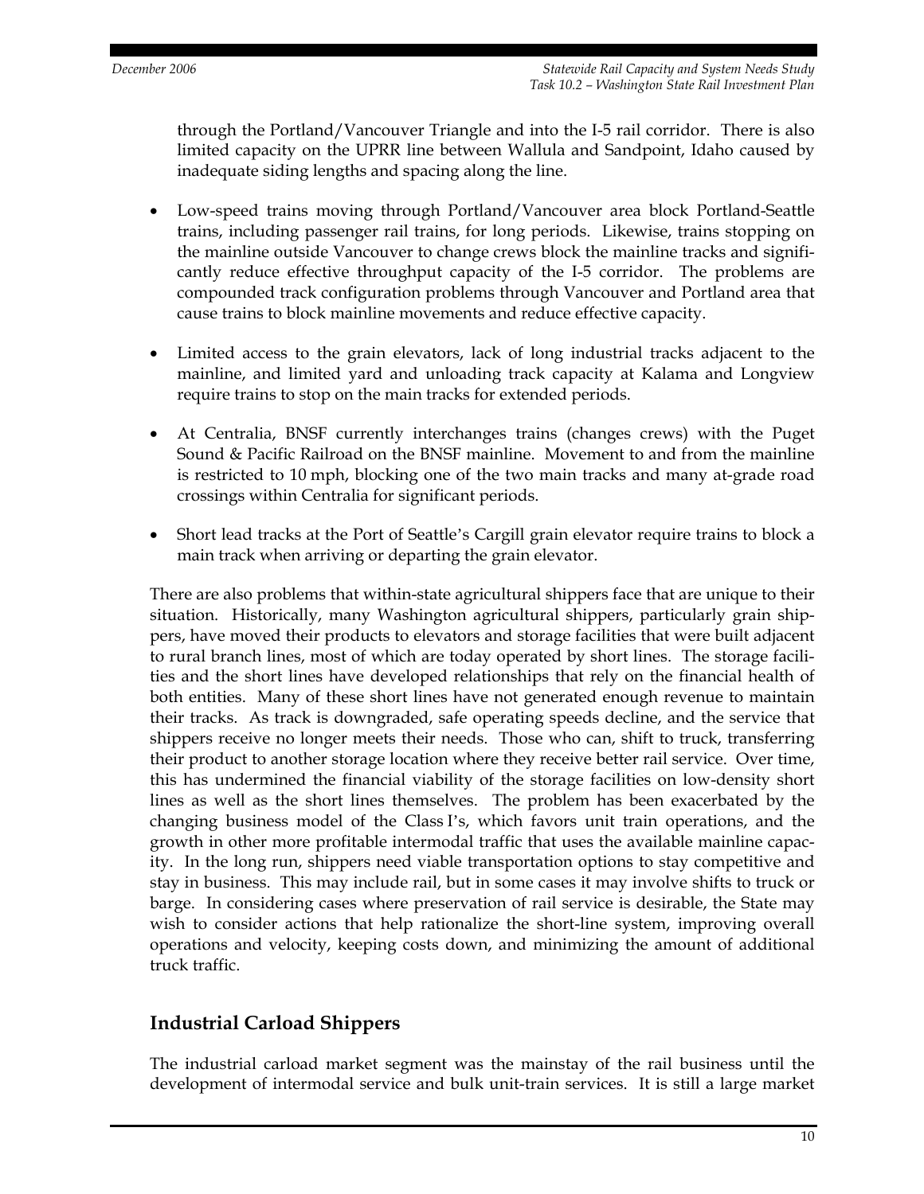through the Portland/Vancouver Triangle and into the I-5 rail corridor. There is also limited capacity on the UPRR line between Wallula and Sandpoint, Idaho caused by inadequate siding lengths and spacing along the line.

- Low-speed trains moving through Portland/Vancouver area block Portland-Seattle trains, including passenger rail trains, for long periods. Likewise, trains stopping on the mainline outside Vancouver to change crews block the mainline tracks and significantly reduce effective throughput capacity of the I-5 corridor. The problems are compounded track configuration problems through Vancouver and Portland area that cause trains to block mainline movements and reduce effective capacity.

- Limited access to the grain elevators, lack of long industrial tracks adjacent to the mainline, and limited yard and unloading track capacity at Kalama and Longview require trains to stop on the main tracks for extended periods.

- At Centralia, BNSF currently interchanges trains (changes crews) with the Puget Sound & Pacific Railroad on the BNSF mainline. Movement to and from the mainline is restricted to 10 mph, blocking one of the two main tracks and many at-grade road crossings within Centralia for significant periods.

- Short lead tracks at the Port of Seattle's Cargill grain elevator require trains to block a main track when arriving or departing the grain elevator.

There are also problems that within-state agricultural shippers face that are unique to their situation. Historically, many Washington agricultural shippers, particularly grain shippers, have moved their products to elevators and storage facilities that were built adjacent to rural branch lines, most of which are today operated by short lines. The storage facilities and the short lines have developed relationships that rely on the financial health of both entities. Many of these short lines have not generated enough revenue to maintain their tracks. As track is downgraded, safe operating speeds decline, and the service that shippers receive no longer meets their needs. Those who can, shift to truck, transferring their product to another storage location where they receive better rail service. Over time, this has undermined the financial viability of the storage facilities on low-density short lines as well as the short lines themselves. The problem has been exacerbated by the changing business model of the Class I's, which favors unit train operations, and the growth in other more profitable intermodal traffic that uses the available mainline capacity. In the long run, shippers need viable transportation options to stay competitive and stay in business. This may include rail, but in some cases it may involve shifts to truck or barge. In considering cases where preservation of rail service is desirable, the State may wish to consider actions that help rationalize the short-line system, improving overall operations and velocity, keeping costs down, and minimizing the amount of additional truck traffic.

## Industrial Carload Shippers

The industrial carload market segment was the mainstay of the rail business until the development of intermodal service and bulk unit-train services. It is still a large market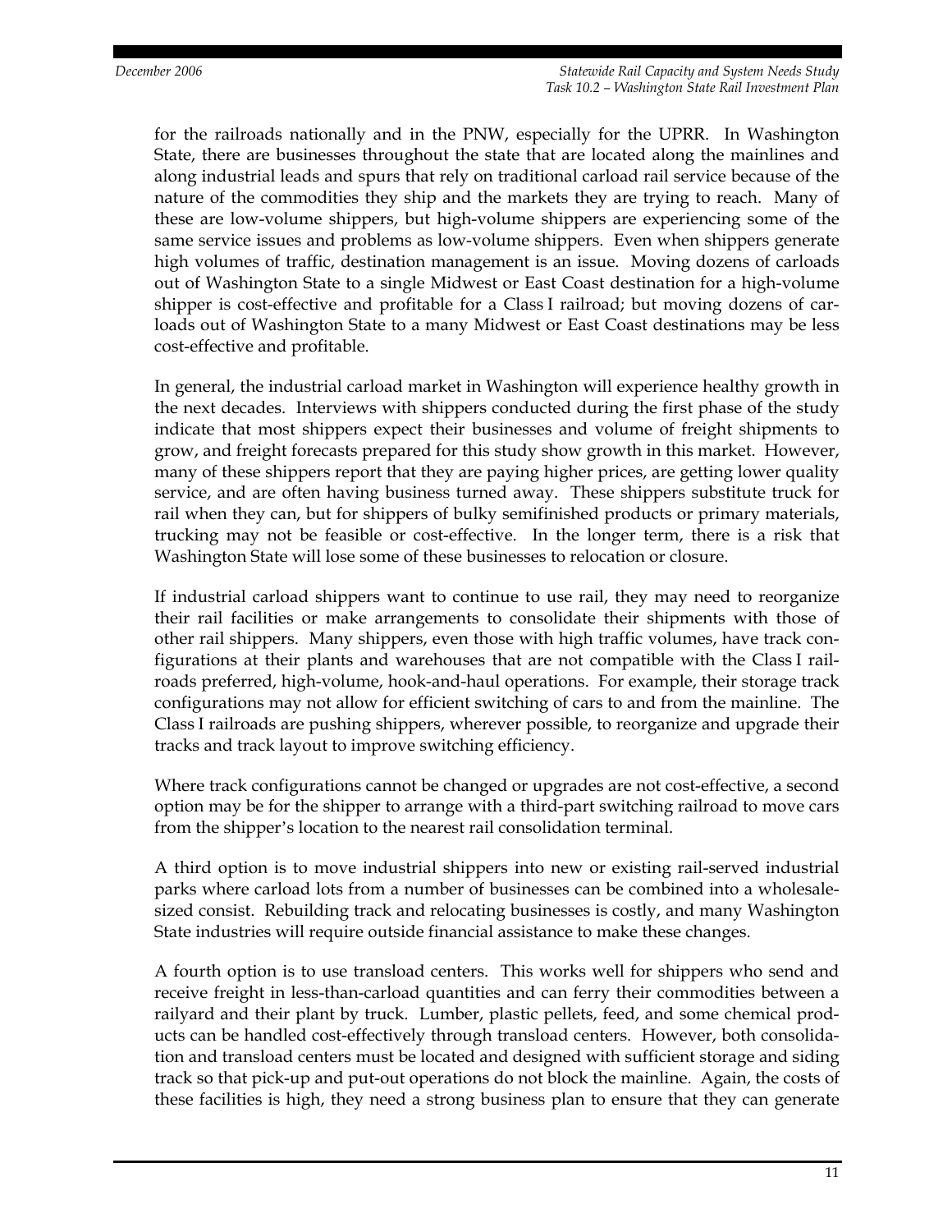for the railroads nationally and in the PNW, especially for the UPRR. In Washington State, there are businesses throughout the state that are located along the mainlines and along industrial leads and spurs that rely on traditional carload rail service because of the nature of the commodities they ship and the markets they are trying to reach. Many of these are low-volume shippers, but high-volume shippers are experiencing some of the same service issues and problems as low-volume shippers. Even when shippers generate high volumes of traffic, destination management is an issue. Moving dozens of carloads out of Washington State to a single Midwest or East Coast destination for a high-volume shipper is cost-effective and profitable for a Class I railroad; but moving dozens of carloads out of Washington State to a many Midwest or East Coast destinations may be less cost-effective and profitable.

In general, the industrial carload market in Washington will experience healthy growth in the next decades. Interviews with shippers conducted during the first phase of the study indicate that most shippers expect their businesses and volume of freight shipments to grow, and freight forecasts prepared for this study show growth in this market. However, many of these shippers report that they are paying higher prices, are getting lower quality service, and are often having business turned away. These shippers substitute truck for rail when they can, but for shippers of bulky semifinished products or primary materials, trucking may not be feasible or cost-effective. In the longer term, there is a risk that Washington State will lose some of these businesses to relocation or closure.

If industrial carload shippers want to continue to use rail, they may need to reorganize their rail facilities or make arrangements to consolidate their shipments with those of other rail shippers. Many shippers, even those with high traffic volumes, have track configurations at their plants and warehouses that are not compatible with the Class I railroads preferred, high-volume, hook-and-haul operations. For example, their storage track configurations may not allow for efficient switching of cars to and from the mainline. The Class I railroads are pushing shippers, wherever possible, to reorganize and upgrade their tracks and track layout to improve switching efficiency.

Where track configurations cannot be changed or upgrades are not cost-effective, a second option may be for the shipper to arrange with a third-part switching railroad to move cars from the shipper's location to the nearest rail consolidation terminal.

A third option is to move industrial shippers into new or existing rail-served industrial parks where carload lots from a number of businesses can be combined into a wholesale-sized consist. Rebuilding track and relocating businesses is costly, and many Washington State industries will require outside financial assistance to make these changes.

A fourth option is to use transload centers. This works well for shippers who send and receive freight in less-than-carload quantities and can ferry their commodities between a railyard and their plant by truck. Lumber, plastic pellets, feed, and some chemical products can be handled cost-effectively through transload centers. However, both consolidation and transload centers must be located and designed with sufficient storage and siding track so that pick-up and put-out operations do not block the mainline. Again, the costs of these facilities is high, they need a strong business plan to ensure that they can generate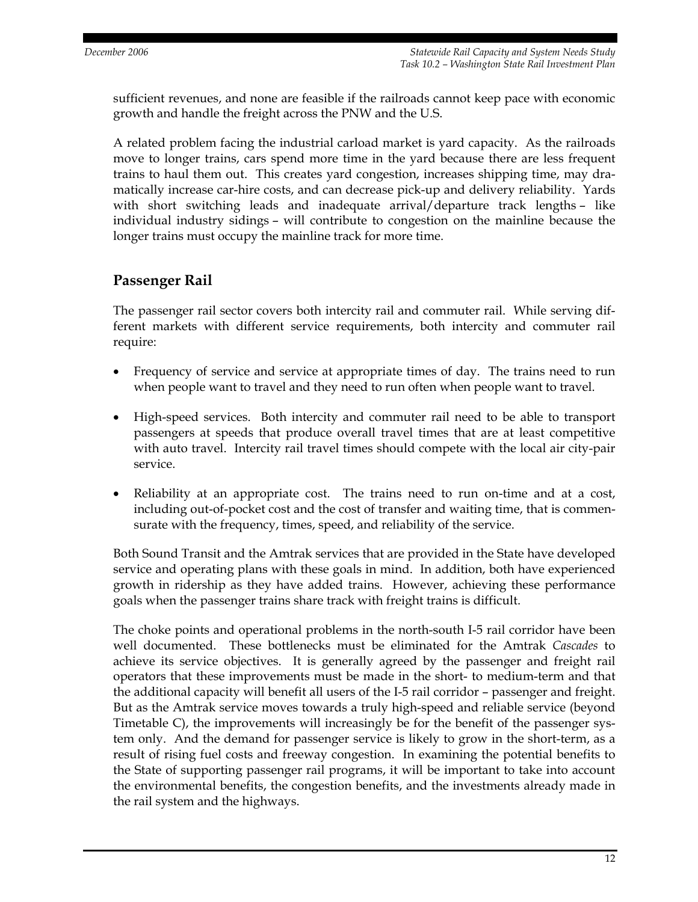sufficient revenues, and none are feasible if the railroads cannot keep pace with economic growth and handle the freight across the PNW and the U.S.

A related problem facing the industrial carload market is yard capacity. As the railroads move to longer trains, cars spend more time in the yard because there are less frequent trains to haul them out. This creates yard congestion, increases shipping time, may dramatically increase car-hire costs, and can decrease pick-up and delivery reliability. Yards with short switching leads and inadequate arrival/departure track lengths – like individual industry sidings – will contribute to congestion on the mainline because the longer trains must occupy the mainline track for more time.

## Passenger Rail

The passenger rail sector covers both intercity rail and commuter rail. While serving different markets with different service requirements, both intercity and commuter rail require:

- Frequency of service and service at appropriate times of day. The trains need to run when people want to travel and they need to run often when people want to travel.
- High-speed services. Both intercity and commuter rail need to be able to transport passengers at speeds that produce overall travel times that are at least competitive with auto travel. Intercity rail travel times should compete with the local air city-pair service.
- Reliability at an appropriate cost. The trains need to run on-time and at a cost, including out-of-pocket cost and the cost of transfer and waiting time, that is commensurate with the frequency, times, speed, and reliability of the service.

Both Sound Transit and the Amtrak services that are provided in the State have developed service and operating plans with these goals in mind. In addition, both have experienced growth in ridership as they have added trains. However, achieving these performance goals when the passenger trains share track with freight trains is difficult.

The choke points and operational problems in the north-south I-5 rail corridor have been well documented. These bottlenecks must be eliminated for the Amtrak *Cascades* to achieve its service objectives. It is generally agreed by the passenger and freight rail operators that these improvements must be made in the short- to medium-term and that the additional capacity will benefit all users of the I-5 rail corridor – passenger and freight. But as the Amtrak service moves towards a truly high-speed and reliable service (beyond Timetable C), the improvements will increasingly be for the benefit of the passenger system only. And the demand for passenger service is likely to grow in the short-term, as a result of rising fuel costs and freeway congestion. In examining the potential benefits to the State of supporting passenger rail programs, it will be important to take into account the environmental benefits, the congestion benefits, and the investments already made in the rail system and the highways.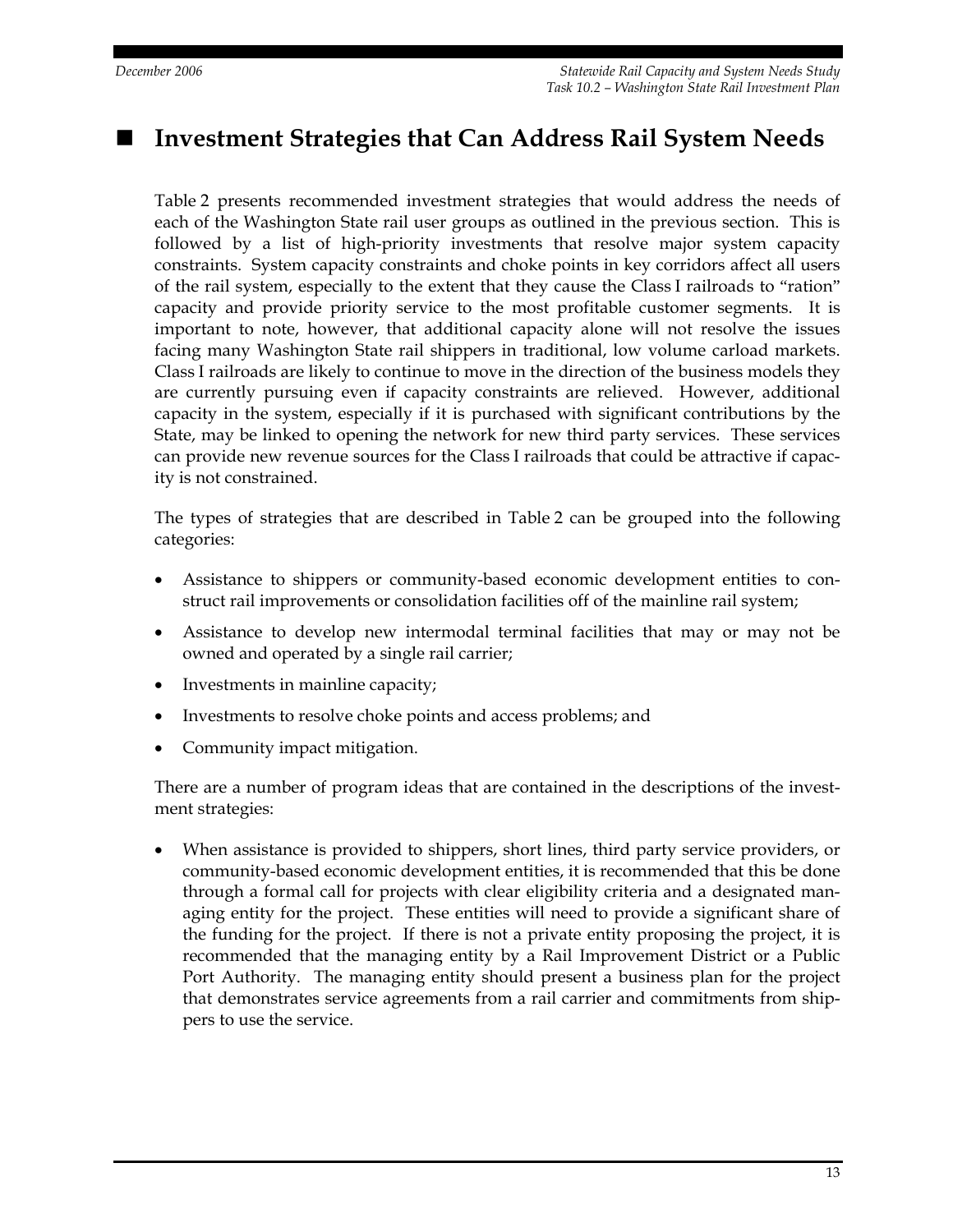## ■ Investment Strategies that Can Address Rail System Needs

Table 2 presents recommended investment strategies that would address the needs of each of the Washington State rail user groups as outlined in the previous section. This is followed by a list of high-priority investments that resolve major system capacity constraints. System capacity constraints and choke points in key corridors affect all users of the rail system, especially to the extent that they cause the Class I railroads to "ration" capacity and provide priority service to the most profitable customer segments. It is important to note, however, that additional capacity alone will not resolve the issues facing many Washington State rail shippers in traditional, low volume carload markets. Class I railroads are likely to continue to move in the direction of the business models they are currently pursuing even if capacity constraints are relieved. However, additional capacity in the system, especially if it is purchased with significant contributions by the State, may be linked to opening the network for new third party services. These services can provide new revenue sources for the Class I railroads that could be attractive if capacity is not constrained.

The types of strategies that are described in Table 2 can be grouped into the following categories:

- Assistance to shippers or community-based economic development entities to construct rail improvements or consolidation facilities off of the mainline rail system;
- Assistance to develop new intermodal terminal facilities that may or may not be owned and operated by a single rail carrier;
- Investments in mainline capacity;
- Investments to resolve choke points and access problems; and
- Community impact mitigation.

There are a number of program ideas that are contained in the descriptions of the investment strategies:

- When assistance is provided to shippers, short lines, third party service providers, or community-based economic development entities, it is recommended that this be done through a formal call for projects with clear eligibility criteria and a designated managing entity for the project. These entities will need to provide a significant share of the funding for the project. If there is not a private entity proposing the project, it is recommended that the managing entity by a Rail Improvement District or a Public Port Authority. The managing entity should present a business plan for the project that demonstrates service agreements from a rail carrier and commitments from shippers to use the service.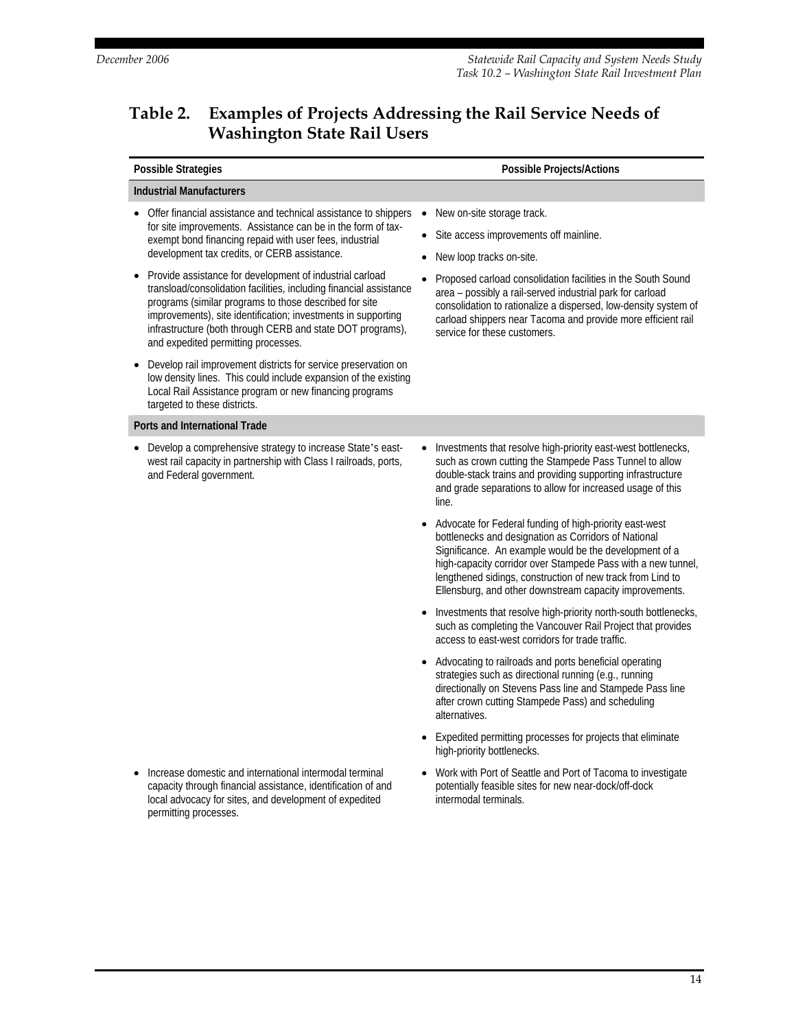## Table 2. Examples of Projects Addressing the Rail Service Needs of Washington State Rail Users

| Possible Strategies | Possible Projects/Actions |
|---|---|
| **Industrial Manufacturers** | |
| • Offer financial assistance and technical assistance to shippers for site improvements. Assistance can be in the form of tax-exempt bond financing repaid with user fees, industrial development tax credits, or CERB assistance. | • New on-site storage track.<br>• Site access improvements off mainline.<br>• New loop tracks on-site. |
| • Provide assistance for development of industrial carload transload/consolidation facilities, including financial assistance programs (similar programs to those described for site improvements), site identification; investments in supporting infrastructure (both through CERB and state DOT programs), and expedited permitting processes. | • Proposed carload consolidation facilities in the South Sound area – possibly a rail-served industrial park for carload consolidation to rationalize a dispersed, low-density system of carload shippers near Tacoma and provide more efficient rail service for these customers. |
| • Develop rail improvement districts for service preservation on low density lines. This could include expansion of the existing Local Rail Assistance program or new financing programs targeted to these districts. | |
| **Ports and International Trade** | |
| • Develop a comprehensive strategy to increase State's east-west rail capacity in partnership with Class I railroads, ports, and Federal government. | • Investments that resolve high-priority east-west bottlenecks, such as crown cutting the Stampede Pass Tunnel to allow double-stack trains and providing supporting infrastructure and grade separations to allow for increased usage of this line.<br>• Advocate for Federal funding of high-priority east-west bottlenecks and designation as Corridors of National Significance. An example would be the development of a high-capacity corridor over Stampede Pass with a new tunnel, lengthened sidings, construction of new track from Lind to Ellensburg, and other downstream capacity improvements.<br>• Investments that resolve high-priority north-south bottlenecks, such as completing the Vancouver Rail Project that provides access to east-west corridors for trade traffic.<br>• Advocating to railroads and ports beneficial operating strategies such as directional running (e.g., running directionally on Stevens Pass line and Stampede Pass line after crown cutting Stampede Pass) and scheduling alternatives.<br>• Expedited permitting processes for projects that eliminate high-priority bottlenecks. |
| • Increase domestic and international intermodal terminal capacity through financial assistance, identification of and local advocacy for sites, and development of expedited permitting processes. | • Work with Port of Seattle and Port of Tacoma to investigate potentially feasible sites for new near-dock/off-dock intermodal terminals. |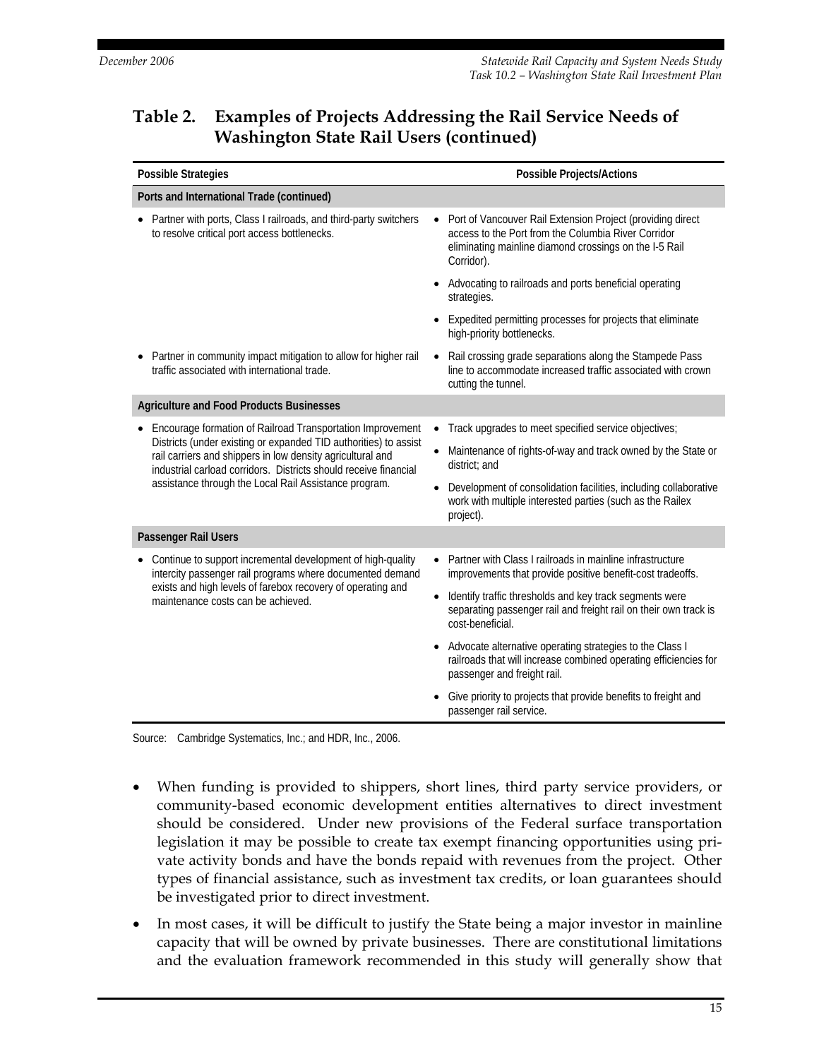## Table 2. Examples of Projects Addressing the Rail Service Needs of Washington State Rail Users (continued)

| Possible Strategies | Possible Projects/Actions |
|---|---|
| **Ports and International Trade (continued)** | |
| • Partner with ports, Class I railroads, and third-party switchers to resolve critical port access bottlenecks. | • Port of Vancouver Rail Extension Project (providing direct access to the Port from the Columbia River Corridor eliminating mainline diamond crossings on the I-5 Rail Corridor).<br>• Advocating to railroads and ports beneficial operating strategies.<br>• Expedited permitting processes for projects that eliminate high-priority bottlenecks. |
| • Partner in community impact mitigation to allow for higher rail traffic associated with international trade. | • Rail crossing grade separations along the Stampede Pass line to accommodate increased traffic associated with crown cutting the tunnel. |
| **Agriculture and Food Products Businesses** | |
| • Encourage formation of Railroad Transportation Improvement Districts (under existing or expanded TID authorities) to assist rail carriers and shippers in low density agricultural and industrial carload corridors. Districts should receive financial assistance through the Local Rail Assistance program. | • Track upgrades to meet specified service objectives;<br>• Maintenance of rights-of-way and track owned by the State or district; and<br>• Development of consolidation facilities, including collaborative work with multiple interested parties (such as the Railex project). |
| **Passenger Rail Users** | |
| • Continue to support incremental development of high-quality intercity passenger rail programs where documented demand exists and high levels of farebox recovery of operating and maintenance costs can be achieved. | • Partner with Class I railroads in mainline infrastructure improvements that provide positive benefit-cost tradeoffs.<br>• Identify traffic thresholds and key track segments were separating passenger rail and freight rail on their own track is cost-beneficial.<br>• Advocate alternative operating strategies to the Class I railroads that will increase combined operating efficiencies for passenger and freight rail.<br>• Give priority to projects that provide benefits to freight and passenger rail service. |

Source: Cambridge Systematics, Inc.; and HDR, Inc., 2006.

- When funding is provided to shippers, short lines, third party service providers, or community-based economic development entities alternatives to direct investment should be considered. Under new provisions of the Federal surface transportation legislation it may be possible to create tax exempt financing opportunities using private activity bonds and have the bonds repaid with revenues from the project. Other types of financial assistance, such as investment tax credits, or loan guarantees should be investigated prior to direct investment.
- In most cases, it will be difficult to justify the State being a major investor in mainline capacity that will be owned by private businesses. There are constitutional limitations and the evaluation framework recommended in this study will generally show that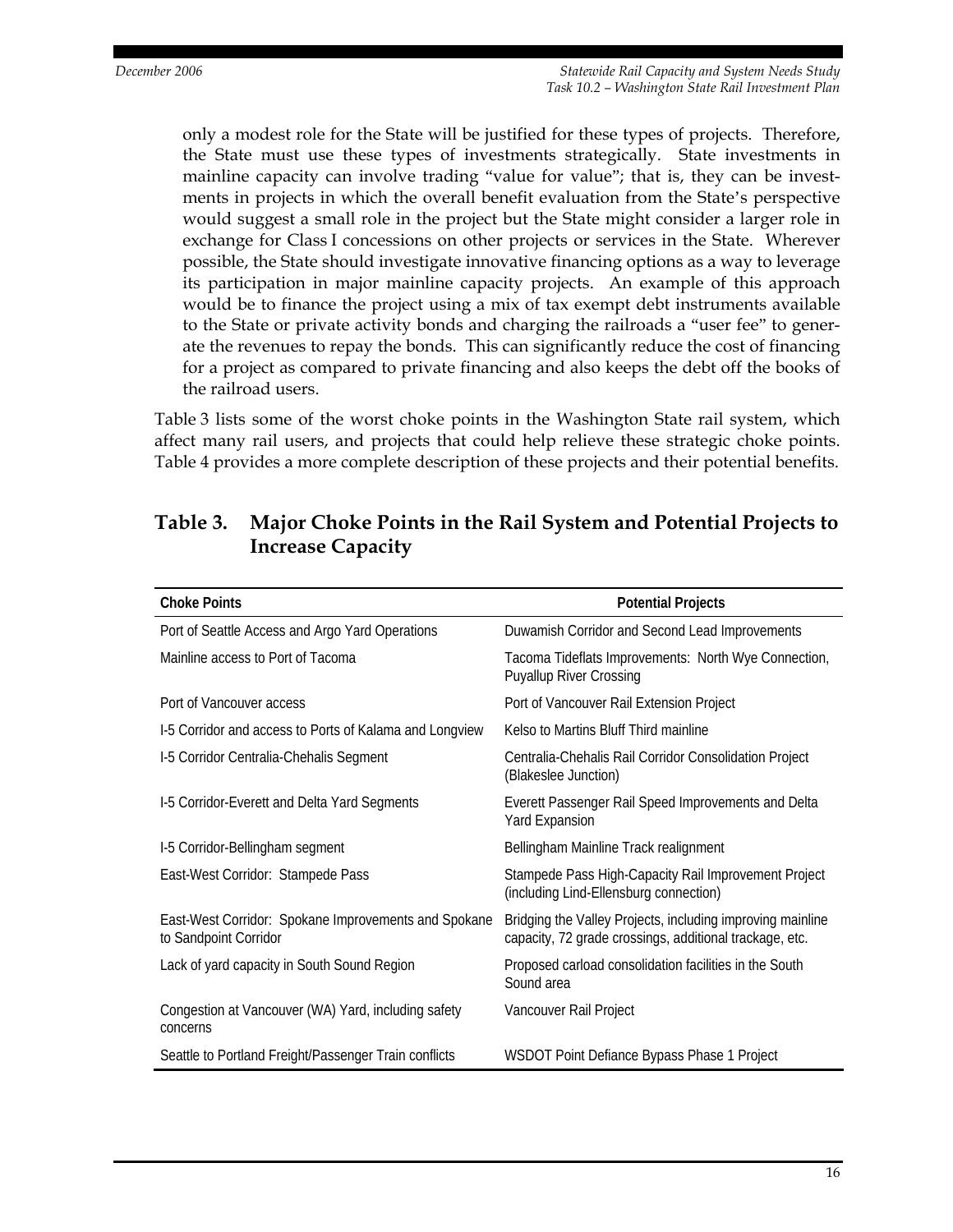only a modest role for the State will be justified for these types of projects. Therefore, the State must use these types of investments strategically. State investments in mainline capacity can involve trading "value for value"; that is, they can be investments in projects in which the overall benefit evaluation from the State's perspective would suggest a small role in the project but the State might consider a larger role in exchange for Class I concessions on other projects or services in the State. Wherever possible, the State should investigate innovative financing options as a way to leverage its participation in major mainline capacity projects. An example of this approach would be to finance the project using a mix of tax exempt debt instruments available to the State or private activity bonds and charging the railroads a "user fee" to generate the revenues to repay the bonds. This can significantly reduce the cost of financing for a project as compared to private financing and also keeps the debt off the books of the railroad users.

Table 3 lists some of the worst choke points in the Washington State rail system, which affect many rail users, and projects that could help relieve these strategic choke points. Table 4 provides a more complete description of these projects and their potential benefits.

## Table 3. Major Choke Points in the Rail System and Potential Projects to Increase Capacity

| Choke Points | Potential Projects |
|---|---|
| Port of Seattle Access and Argo Yard Operations | Duwamish Corridor and Second Lead Improvements |
| Mainline access to Port of Tacoma | Tacoma Tideflats Improvements: North Wye Connection, Puyallup River Crossing |
| Port of Vancouver access | Port of Vancouver Rail Extension Project |
| I-5 Corridor and access to Ports of Kalama and Longview | Kelso to Martins Bluff Third mainline |
| I-5 Corridor Centralia-Chehalis Segment | Centralia-Chehalis Rail Corridor Consolidation Project (Blakeslee Junction) |
| I-5 Corridor-Everett and Delta Yard Segments | Everett Passenger Rail Speed Improvements and Delta Yard Expansion |
| I-5 Corridor-Bellingham segment | Bellingham Mainline Track realignment |
| East-West Corridor: Stampede Pass | Stampede Pass High-Capacity Rail Improvement Project (including Lind-Ellensburg connection) |
| East-West Corridor: Spokane Improvements and Spokane to Sandpoint Corridor | Bridging the Valley Projects, including improving mainline capacity, 72 grade crossings, additional trackage, etc. |
| Lack of yard capacity in South Sound Region | Proposed carload consolidation facilities in the South Sound area |
| Congestion at Vancouver (WA) Yard, including safety concerns | Vancouver Rail Project |
| Seattle to Portland Freight/Passenger Train conflicts | WSDOT Point Defiance Bypass Phase 1 Project |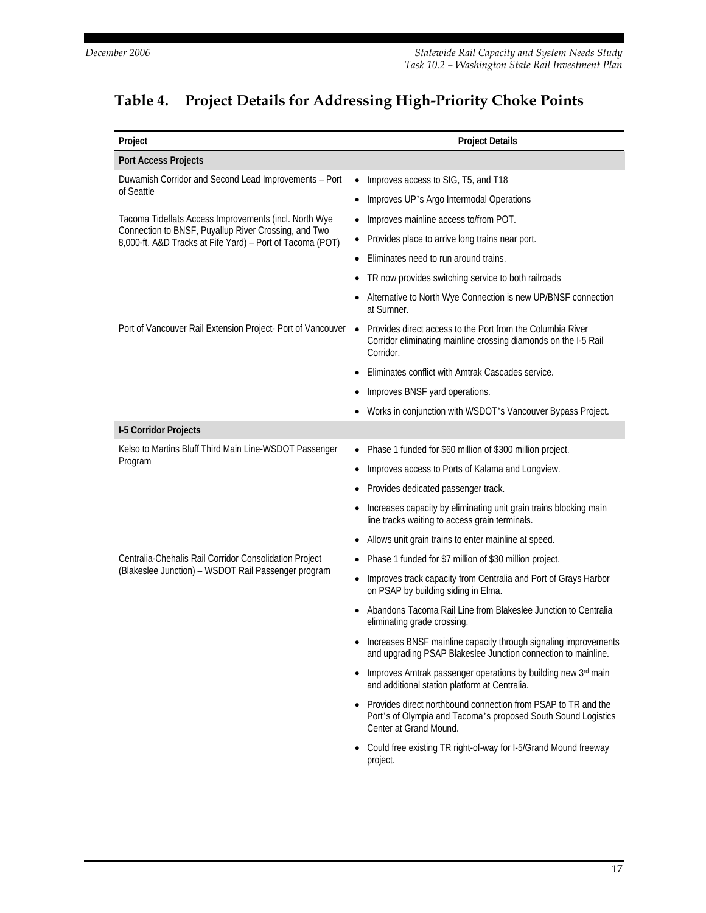## Table 4. Project Details for Addressing High-Priority Choke Points

| Project | Project Details |
|---|---|
| **Port Access Projects** | |
| Duwamish Corridor and Second Lead Improvements – Port of Seattle | • Improves access to SIG, T5, and T18<br>• Improves UP's Argo Intermodal Operations |
| Tacoma Tideflats Access Improvements (incl. North Wye Connection to BNSF, Puyallup River Crossing, and Two 8,000-ft. A&D Tracks at Fife Yard) – Port of Tacoma (POT) | • Improves mainline access to/from POT.<br>• Provides place to arrive long trains near port.<br>• Eliminates need to run around trains.<br>• TR now provides switching service to both railroads<br>• Alternative to North Wye Connection is new UP/BNSF connection at Sumner. |
| Port of Vancouver Rail Extension Project- Port of Vancouver | • Provides direct access to the Port from the Columbia River Corridor eliminating mainline crossing diamonds on the I-5 Rail Corridor.<br>• Eliminates conflict with Amtrak Cascades service.<br>• Improves BNSF yard operations.<br>• Works in conjunction with WSDOT's Vancouver Bypass Project. |
| **I-5 Corridor Projects** | |
| Kelso to Martins Bluff Third Main Line-WSDOT Passenger Program | • Phase 1 funded for $60 million of $300 million project.<br>• Improves access to Ports of Kalama and Longview.<br>• Provides dedicated passenger track.<br>• Increases capacity by eliminating unit grain trains blocking main line tracks waiting to access grain terminals.<br>• Allows unit grain trains to enter mainline at speed. |
| Centralia-Chehalis Rail Corridor Consolidation Project (Blakeslee Junction) – WSDOT Rail Passenger program | • Phase 1 funded for $7 million of $30 million project.<br>• Improves track capacity from Centralia and Port of Grays Harbor on PSAP by building siding in Elma.<br>• Abandons Tacoma Rail Line from Blakeslee Junction to Centralia eliminating grade crossing.<br>• Increases BNSF mainline capacity through signaling improvements and upgrading PSAP Blakeslee Junction connection to mainline.<br>• Improves Amtrak passenger operations by building new 3rd main and additional station platform at Centralia.<br>• Provides direct northbound connection from PSAP to TR and the Port's of Olympia and Tacoma's proposed South Sound Logistics Center at Grand Mound.<br>• Could free existing TR right-of-way for I-5/Grand Mound freeway project. |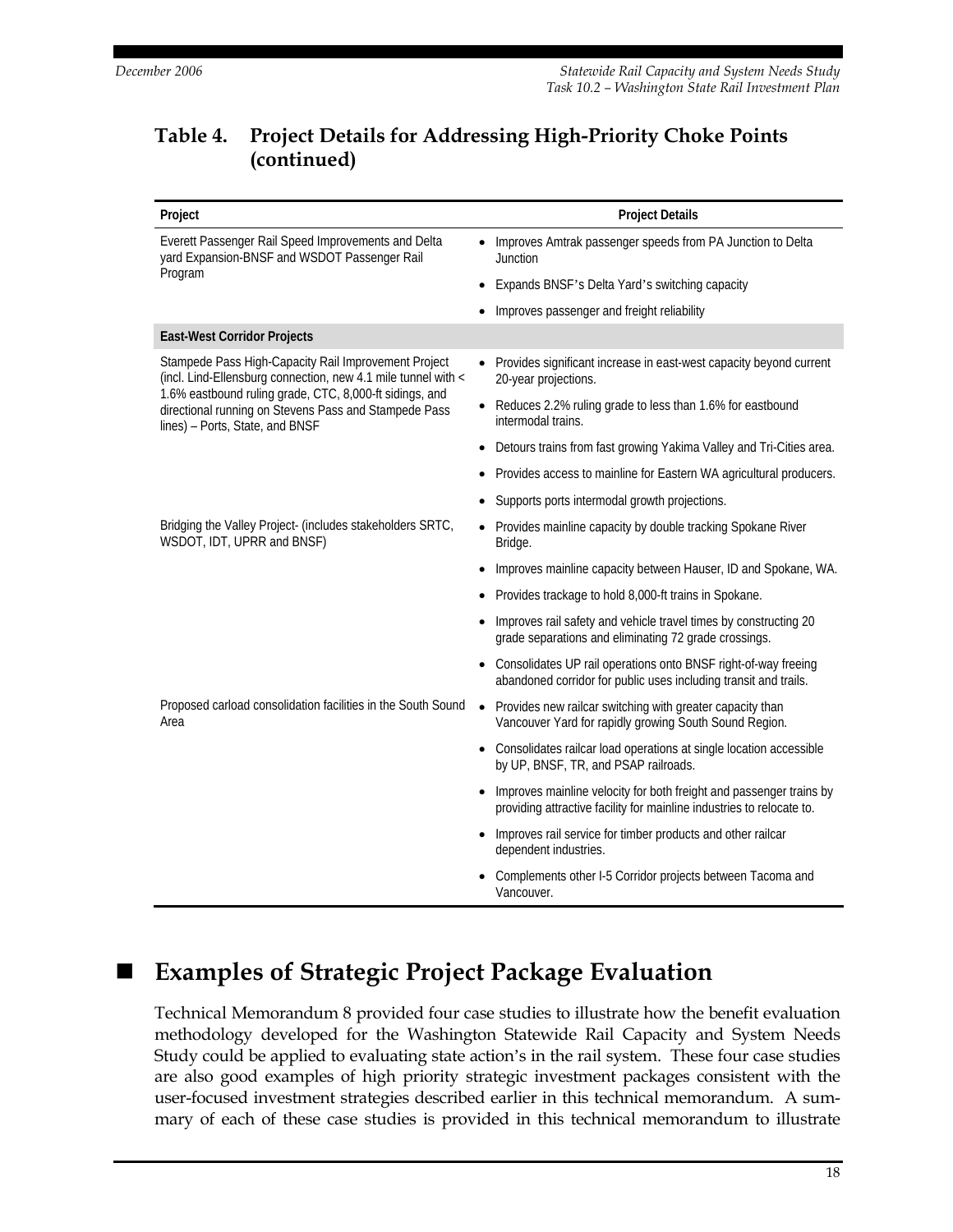## Table 4. Project Details for Addressing High-Priority Choke Points (continued)

| Project | Project Details |
|---|---|
| Everett Passenger Rail Speed Improvements and Delta yard Expansion-BNSF and WSDOT Passenger Rail Program | • Improves Amtrak passenger speeds from PA Junction to Delta Junction<br>• Expands BNSF's Delta Yard's switching capacity<br>• Improves passenger and freight reliability |
| **East-West Corridor Projects** | |
| Stampede Pass High-Capacity Rail Improvement Project (incl. Lind-Ellensburg connection, new 4.1 mile tunnel with < 1.6% eastbound ruling grade, CTC, 8,000-ft sidings, and directional running on Stevens Pass and Stampede Pass lines) – Ports, State, and BNSF | • Provides significant increase in east-west capacity beyond current 20-year projections.<br>• Reduces 2.2% ruling grade to less than 1.6% for eastbound intermodal trains.<br>• Detours trains from fast growing Yakima Valley and Tri-Cities area.<br>• Provides access to mainline for Eastern WA agricultural producers.<br>• Supports ports intermodal growth projections. |
| Bridging the Valley Project- (includes stakeholders SRTC, WSDOT, IDT, UPRR and BNSF) | • Provides mainline capacity by double tracking Spokane River Bridge.<br>• Improves mainline capacity between Hauser, ID and Spokane, WA.<br>• Provides trackage to hold 8,000-ft trains in Spokane.<br>• Improves rail safety and vehicle travel times by constructing 20 grade separations and eliminating 72 grade crossings.<br>• Consolidates UP rail operations onto BNSF right-of-way freeing abandoned corridor for public uses including transit and trails. |
| Proposed carload consolidation facilities in the South Sound Area | • Provides new railcar switching with greater capacity than Vancouver Yard for rapidly growing South Sound Region.<br>• Consolidates railcar load operations at single location accessible by UP, BNSF, TR, and PSAP railroads.<br>• Improves mainline velocity for both freight and passenger trains by providing attractive facility for mainline industries to relocate to.<br>• Improves rail service for timber products and other railcar dependent industries.<br>• Complements other I-5 Corridor projects between Tacoma and Vancouver. |

## Examples of Strategic Project Package Evaluation

Technical Memorandum 8 provided four case studies to illustrate how the benefit evaluation methodology developed for the Washington Statewide Rail Capacity and System Needs Study could be applied to evaluating state action's in the rail system. These four case studies are also good examples of high priority strategic investment packages consistent with the user-focused investment strategies described earlier in this technical memorandum. A summary of each of these case studies is provided in this technical memorandum to illustrate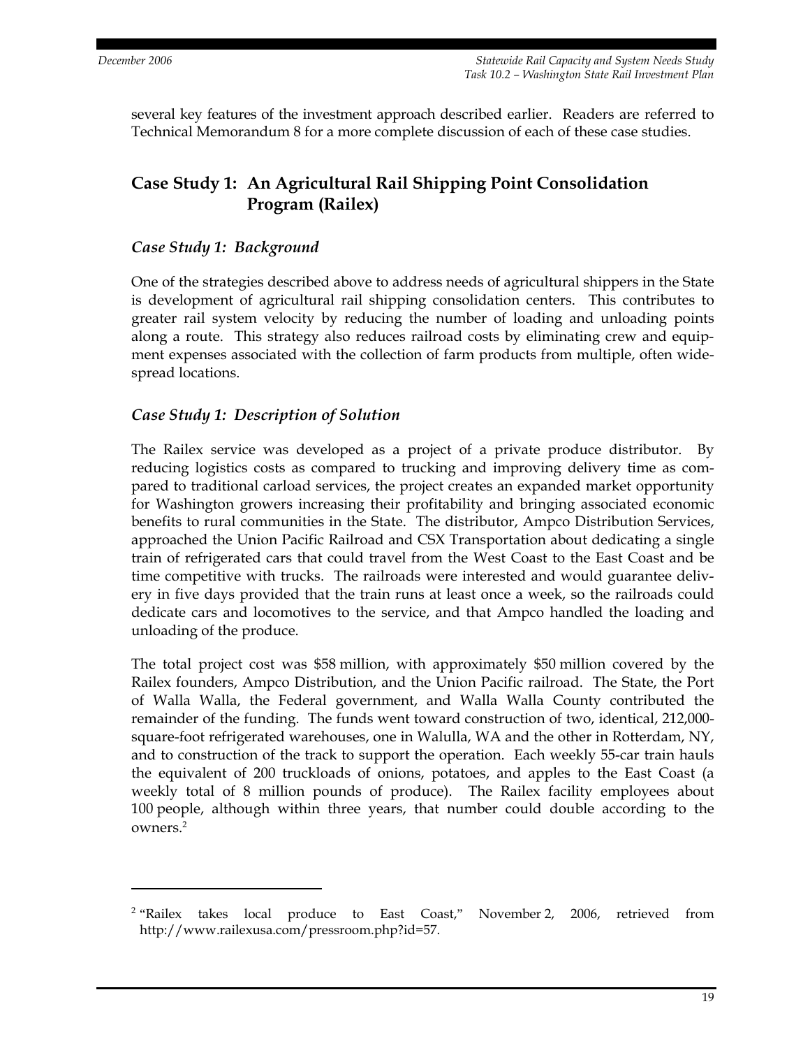several key features of the investment approach described earlier. Readers are referred to Technical Memorandum 8 for a more complete discussion of each of these case studies.

## Case Study 1: An Agricultural Rail Shipping Point Consolidation Program (Railex)

### *Case Study 1: Background*

One of the strategies described above to address needs of agricultural shippers in the State is development of agricultural rail shipping consolidation centers. This contributes to greater rail system velocity by reducing the number of loading and unloading points along a route. This strategy also reduces railroad costs by eliminating crew and equipment expenses associated with the collection of farm products from multiple, often widespread locations.

### *Case Study 1: Description of Solution*

The Railex service was developed as a project of a private produce distributor. By reducing logistics costs as compared to trucking and improving delivery time as compared to traditional carload services, the project creates an expanded market opportunity for Washington growers increasing their profitability and bringing associated economic benefits to rural communities in the State. The distributor, Ampco Distribution Services, approached the Union Pacific Railroad and CSX Transportation about dedicating a single train of refrigerated cars that could travel from the West Coast to the East Coast and be time competitive with trucks. The railroads were interested and would guarantee delivery in five days provided that the train runs at least once a week, so the railroads could dedicate cars and locomotives to the service, and that Ampco handled the loading and unloading of the produce.

The total project cost was $58 million, with approximately $50 million covered by the Railex founders, Ampco Distribution, and the Union Pacific railroad. The State, the Port of Walla Walla, the Federal government, and Walla Walla County contributed the remainder of the funding. The funds went toward construction of two, identical, 212,000-square-foot refrigerated warehouses, one in Walulla, WA and the other in Rotterdam, NY, and to construction of the track to support the operation. Each weekly 55-car train hauls the equivalent of 200 truckloads of onions, potatoes, and apples to the East Coast (a weekly total of 8 million pounds of produce). The Railex facility employees about 100 people, although within three years, that number could double according to the owners.[2]

---

[2] "Railex takes local produce to East Coast," November 2, 2006, retrieved from http://www.railexusa.com/pressroom.php?id=57.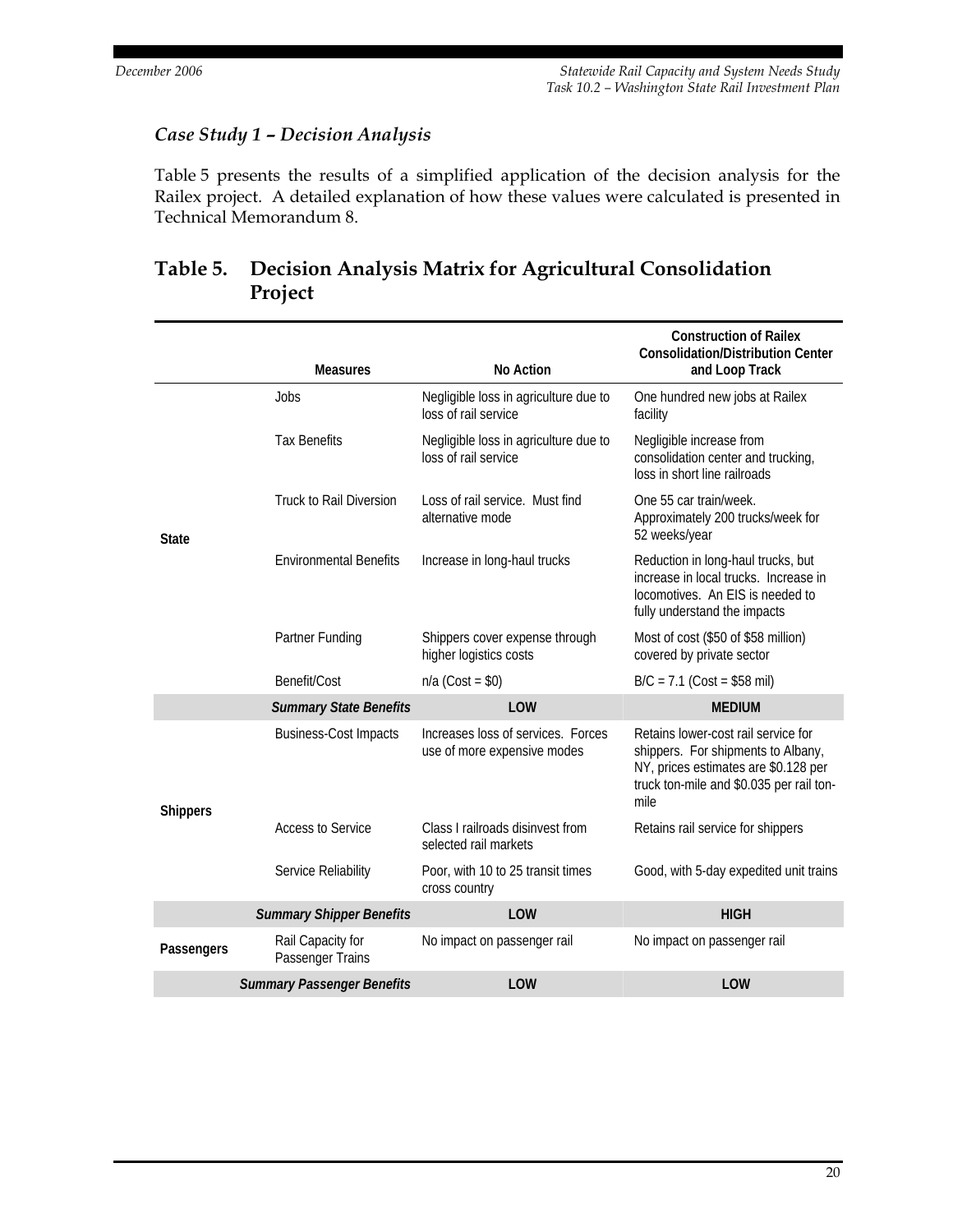### *Case Study 1 – Decision Analysis*

Table 5 presents the results of a simplified application of the decision analysis for the Railex project. A detailed explanation of how these values were calculated is presented in Technical Memorandum 8.

## Table 5. Decision Analysis Matrix for Agricultural Consolidation Project

| | Measures | No Action | Construction of Railex Consolidation/Distribution Center and Loop Track |
|---|---|---|---|
| State | Jobs | Negligible loss in agriculture due to loss of rail service | One hundred new jobs at Railex facility |
| | Tax Benefits | Negligible loss in agriculture due to loss of rail service | Negligible increase from consolidation center and trucking, loss in short line railroads |
| | Truck to Rail Diversion | Loss of rail service. Must find alternative mode | One 55 car train/week. Approximately 200 trucks/week for 52 weeks/year |
| | Environmental Benefits | Increase in long-haul trucks | Reduction in long-haul trucks, but increase in local trucks. Increase in locomotives. An EIS is needed to fully understand the impacts |
| | Partner Funding | Shippers cover expense through higher logistics costs | Most of cost ($50 of $58 million) covered by private sector |
| | Benefit/Cost | n/a (Cost = $0) | B/C = 7.1 (Cost = $58 mil) |
| | ***Summary State Benefits*** | **LOW** | **MEDIUM** |
| Shippers | Business-Cost Impacts | Increases loss of services. Forces use of more expensive modes | Retains lower-cost rail service for shippers. For shipments to Albany, NY, prices estimates are $0.128 per truck ton-mile and $0.035 per rail ton-mile |
| | Access to Service | Class I railroads disinvest from selected rail markets | Retains rail service for shippers |
| | Service Reliability | Poor, with 10 to 25 transit times cross country | Good, with 5-day expedited unit trains |
| | ***Summary Shipper Benefits*** | **LOW** | **HIGH** |
| Passengers | Rail Capacity for Passenger Trains | No impact on passenger rail | No impact on passenger rail |
| | ***Summary Passenger Benefits*** | **LOW** | **LOW** |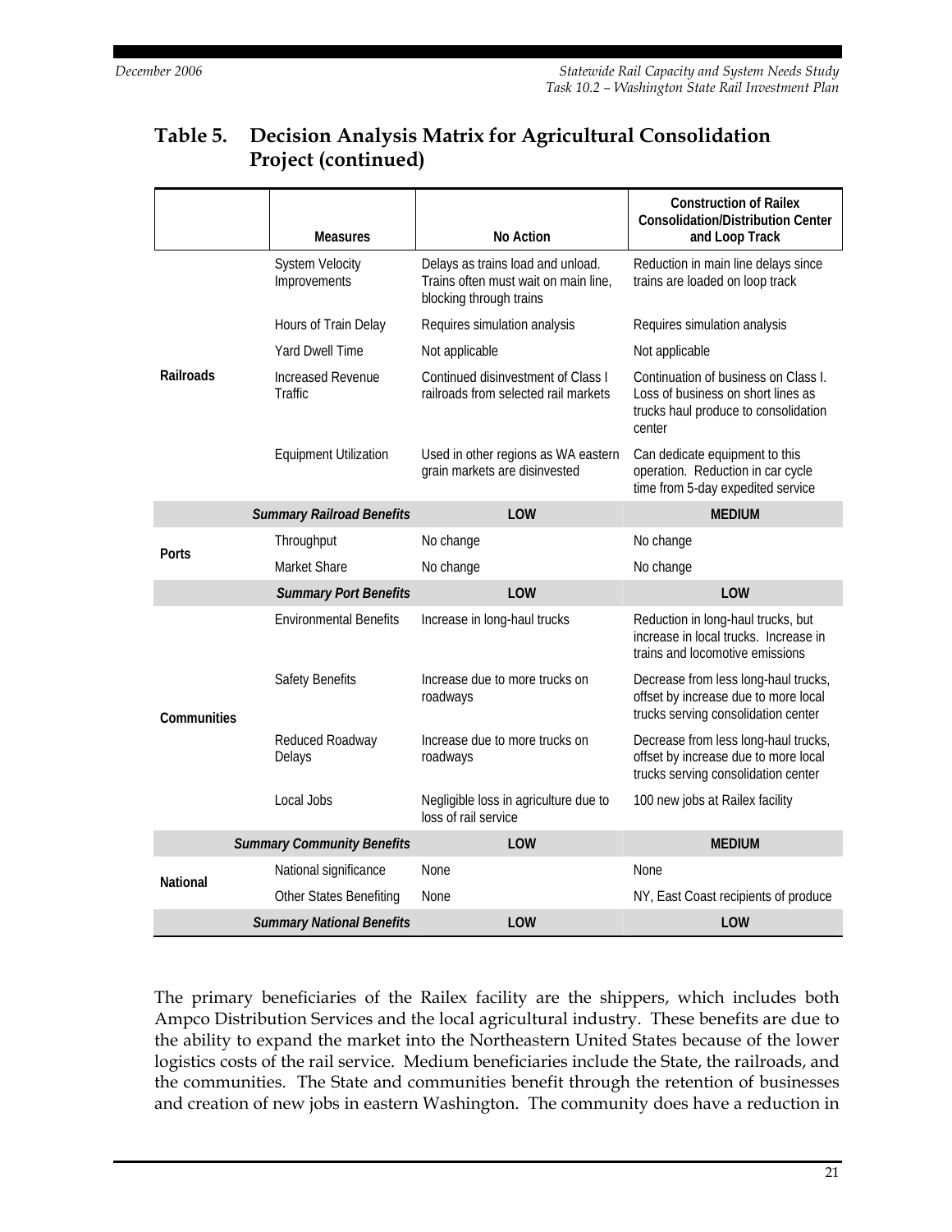## Table 5. Decision Analysis Matrix for Agricultural Consolidation Project (continued)

| | Measures | No Action | Construction of Railex Consolidation/Distribution Center and Loop Track |
|---|---|---|---|
| **Railroads** | System Velocity Improvements | Delays as trains load and unload. Trains often must wait on main line, blocking through trains | Reduction in main line delays since trains are loaded on loop track |
| | Hours of Train Delay | Requires simulation analysis | Requires simulation analysis |
| | Yard Dwell Time | Not applicable | Not applicable |
| | Increased Revenue Traffic | Continued disinvestment of Class I railroads from selected rail markets | Continuation of business on Class I. Loss of business on short lines as trucks haul produce to consolidation center |
| | Equipment Utilization | Used in other regions as WA eastern grain markets are disinvested | Can dedicate equipment to this operation. Reduction in car cycle time from 5-day expedited service |
| | ***Summary Railroad Benefits*** | **LOW** | **MEDIUM** |
| **Ports** | Throughput | No change | No change |
| | Market Share | No change | No change |
| | ***Summary Port Benefits*** | **LOW** | **LOW** |
| **Communities** | Environmental Benefits | Increase in long-haul trucks | Reduction in long-haul trucks, but increase in local trucks. Increase in trains and locomotive emissions |
| | Safety Benefits | Increase due to more trucks on roadways | Decrease from less long-haul trucks, offset by increase due to more local trucks serving consolidation center |
| | Reduced Roadway Delays | Increase due to more trucks on roadways | Decrease from less long-haul trucks, offset by increase due to more local trucks serving consolidation center |
| | Local Jobs | Negligible loss in agriculture due to loss of rail service | 100 new jobs at Railex facility |
| | ***Summary Community Benefits*** | **LOW** | **MEDIUM** |
| **National** | National significance | None | None |
| | Other States Benefiting | None | NY, East Coast recipients of produce |
| | ***Summary National Benefits*** | **LOW** | **LOW** |

The primary beneficiaries of the Railex facility are the shippers, which includes both Ampco Distribution Services and the local agricultural industry. These benefits are due to the ability to expand the market into the Northeastern United States because of the lower logistics costs of the rail service. Medium beneficiaries include the State, the railroads, and the communities. The State and communities benefit through the retention of businesses and creation of new jobs in eastern Washington. The community does have a reduction in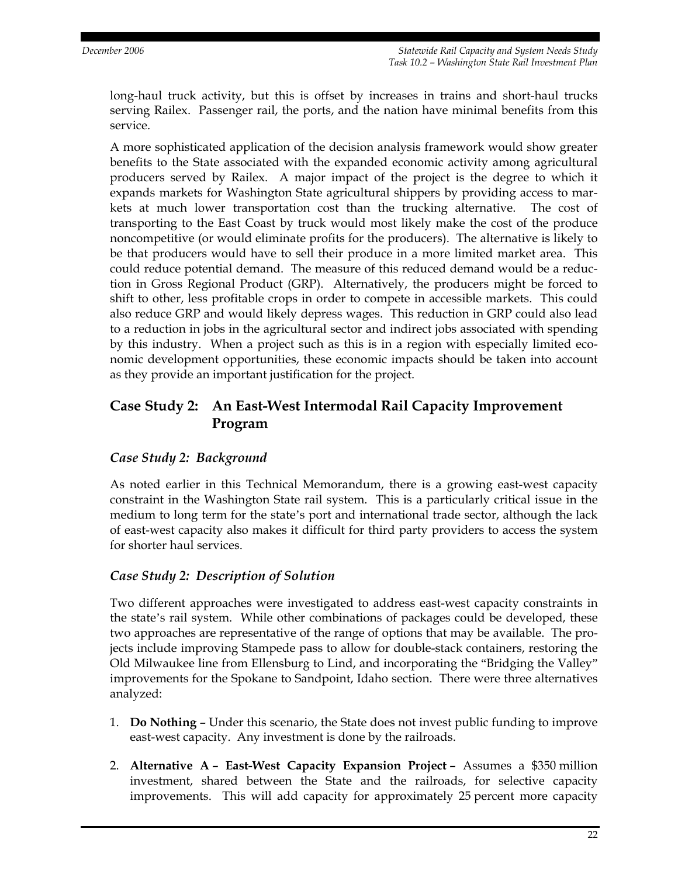long-haul truck activity, but this is offset by increases in trains and short-haul trucks serving Railex. Passenger rail, the ports, and the nation have minimal benefits from this service.

A more sophisticated application of the decision analysis framework would show greater benefits to the State associated with the expanded economic activity among agricultural producers served by Railex. A major impact of the project is the degree to which it expands markets for Washington State agricultural shippers by providing access to markets at much lower transportation cost than the trucking alternative. The cost of transporting to the East Coast by truck would most likely make the cost of the produce noncompetitive (or would eliminate profits for the producers). The alternative is likely to be that producers would have to sell their produce in a more limited market area. This could reduce potential demand. The measure of this reduced demand would be a reduction in Gross Regional Product (GRP). Alternatively, the producers might be forced to shift to other, less profitable crops in order to compete in accessible markets. This could also reduce GRP and would likely depress wages. This reduction in GRP could also lead to a reduction in jobs in the agricultural sector and indirect jobs associated with spending by this industry. When a project such as this is in a region with especially limited economic development opportunities, these economic impacts should be taken into account as they provide an important justification for the project.

## Case Study 2: An East-West Intermodal Rail Capacity Improvement Program

### *Case Study 2: Background*

As noted earlier in this Technical Memorandum, there is a growing east-west capacity constraint in the Washington State rail system. This is a particularly critical issue in the medium to long term for the state's port and international trade sector, although the lack of east-west capacity also makes it difficult for third party providers to access the system for shorter haul services.

### *Case Study 2: Description of Solution*

Two different approaches were investigated to address east-west capacity constraints in the state's rail system. While other combinations of packages could be developed, these two approaches are representative of the range of options that may be available. The projects include improving Stampede pass to allow for double-stack containers, restoring the Old Milwaukee line from Ellensburg to Lind, and incorporating the "Bridging the Valley" improvements for the Spokane to Sandpoint, Idaho section. There were three alternatives analyzed:

1. **Do Nothing** – Under this scenario, the State does not invest public funding to improve east-west capacity. Any investment is done by the railroads.
2. **Alternative A – East-West Capacity Expansion Project –** Assumes a $350 million investment, shared between the State and the railroads, for selective capacity improvements. This will add capacity for approximately 25 percent more capacity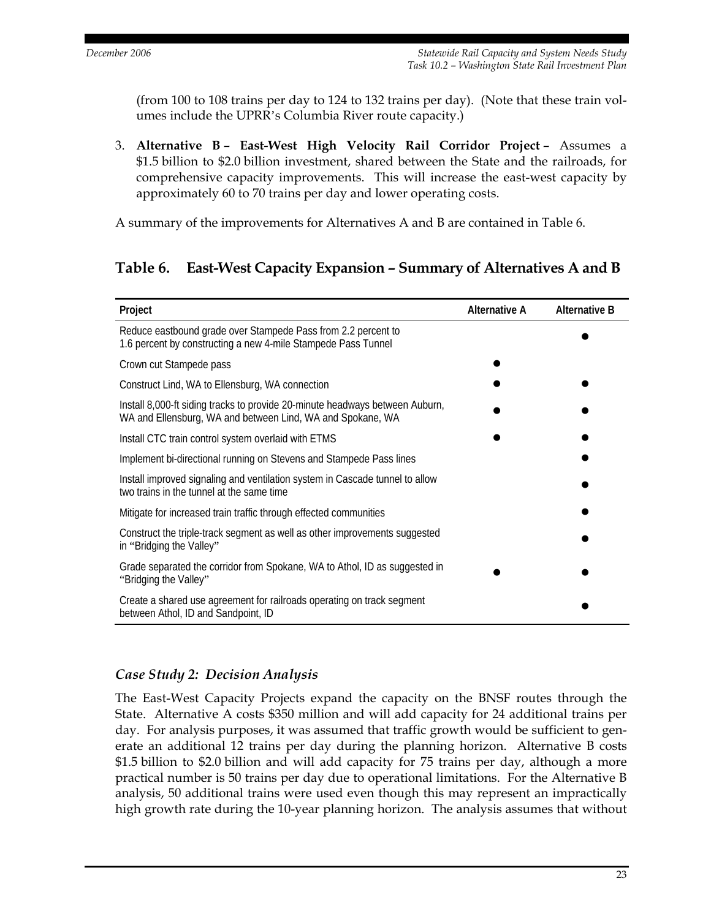(from 100 to 108 trains per day to 124 to 132 trains per day). (Note that these train volumes include the UPRR's Columbia River route capacity.)

3. **Alternative B – East-West High Velocity Rail Corridor Project –** Assumes a $1.5 billion to $2.0 billion investment, shared between the State and the railroads, for comprehensive capacity improvements. This will increase the east-west capacity by approximately 60 to 70 trains per day and lower operating costs.

A summary of the improvements for Alternatives A and B are contained in Table 6.

## Table 6. East-West Capacity Expansion – Summary of Alternatives A and B

| Project | Alternative A | Alternative B |
|---|---|---|
| Reduce eastbound grade over Stampede Pass from 2.2 percent to 1.6 percent by constructing a new 4-mile Stampede Pass Tunnel | | ● |
| Crown cut Stampede pass | ● | |
| Construct Lind, WA to Ellensburg, WA connection | ● | ● |
| Install 8,000-ft siding tracks to provide 20-minute headways between Auburn, WA and Ellensburg, WA and between Lind, WA and Spokane, WA | ● | ● |
| Install CTC train control system overlaid with ETMS | ● | ● |
| Implement bi-directional running on Stevens and Stampede Pass lines | | ● |
| Install improved signaling and ventilation system in Cascade tunnel to allow two trains in the tunnel at the same time | | ● |
| Mitigate for increased train traffic through effected communities | | ● |
| Construct the triple-track segment as well as other improvements suggested in "Bridging the Valley" | | ● |
| Grade separated the corridor from Spokane, WA to Athol, ID as suggested in "Bridging the Valley" | ● | ● |
| Create a shared use agreement for railroads operating on track segment between Athol, ID and Sandpoint, ID | | ● |

### *Case Study 2: Decision Analysis*

The East-West Capacity Projects expand the capacity on the BNSF routes through the State. Alternative A costs $350 million and will add capacity for 24 additional trains per day. For analysis purposes, it was assumed that traffic growth would be sufficient to generate an additional 12 trains per day during the planning horizon. Alternative B costs $1.5 billion to $2.0 billion and will add capacity for 75 trains per day, although a more practical number is 50 trains per day due to operational limitations. For the Alternative B analysis, 50 additional trains were used even though this may represent an impractically high growth rate during the 10-year planning horizon. The analysis assumes that without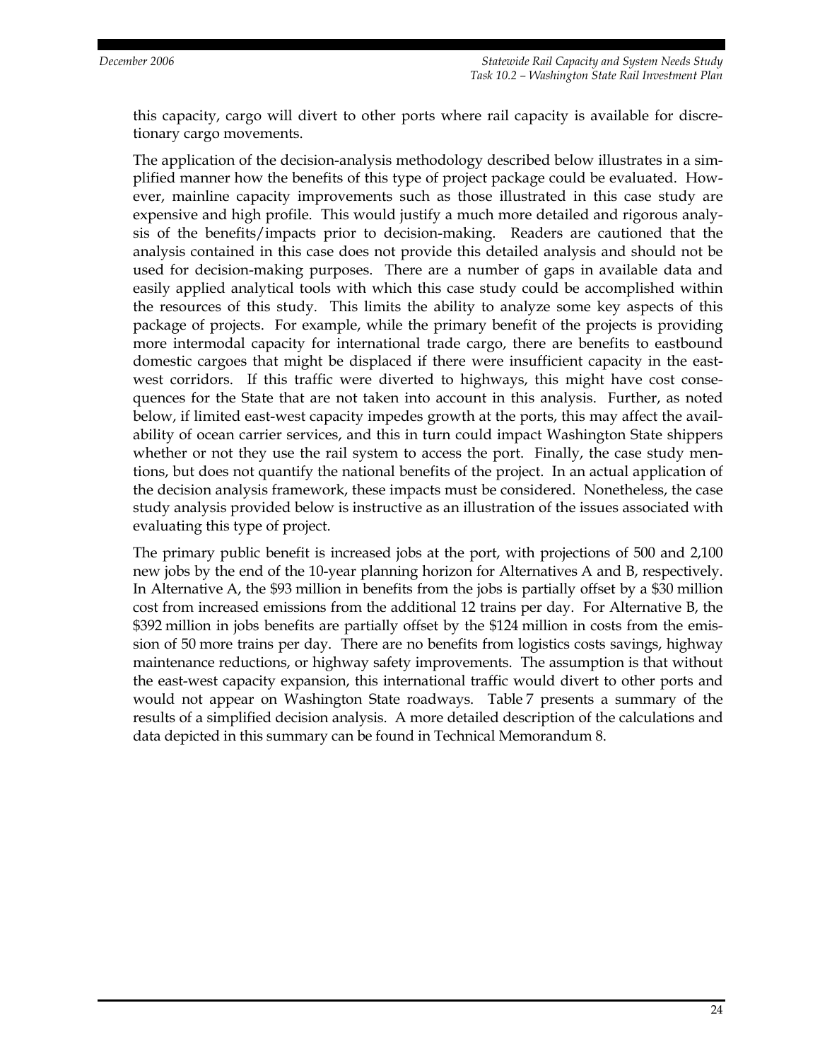this capacity, cargo will divert to other ports where rail capacity is available for discretionary cargo movements.

The application of the decision-analysis methodology described below illustrates in a simplified manner how the benefits of this type of project package could be evaluated. However, mainline capacity improvements such as those illustrated in this case study are expensive and high profile. This would justify a much more detailed and rigorous analysis of the benefits/impacts prior to decision-making. Readers are cautioned that the analysis contained in this case does not provide this detailed analysis and should not be used for decision-making purposes. There are a number of gaps in available data and easily applied analytical tools with which this case study could be accomplished within the resources of this study. This limits the ability to analyze some key aspects of this package of projects. For example, while the primary benefit of the projects is providing more intermodal capacity for international trade cargo, there are benefits to eastbound domestic cargoes that might be displaced if there were insufficient capacity in the east-west corridors. If this traffic were diverted to highways, this might have cost consequences for the State that are not taken into account in this analysis. Further, as noted below, if limited east-west capacity impedes growth at the ports, this may affect the availability of ocean carrier services, and this in turn could impact Washington State shippers whether or not they use the rail system to access the port. Finally, the case study mentions, but does not quantify the national benefits of the project. In an actual application of the decision analysis framework, these impacts must be considered. Nonetheless, the case study analysis provided below is instructive as an illustration of the issues associated with evaluating this type of project.

The primary public benefit is increased jobs at the port, with projections of 500 and 2,100 new jobs by the end of the 10-year planning horizon for Alternatives A and B, respectively. In Alternative A, the $93 million in benefits from the jobs is partially offset by a $30 million cost from increased emissions from the additional 12 trains per day. For Alternative B, the $392 million in jobs benefits are partially offset by the $124 million in costs from the emission of 50 more trains per day. There are no benefits from logistics costs savings, highway maintenance reductions, or highway safety improvements. The assumption is that without the east-west capacity expansion, this international traffic would divert to other ports and would not appear on Washington State roadways. Table 7 presents a summary of the results of a simplified decision analysis. A more detailed description of the calculations and data depicted in this summary can be found in Technical Memorandum 8.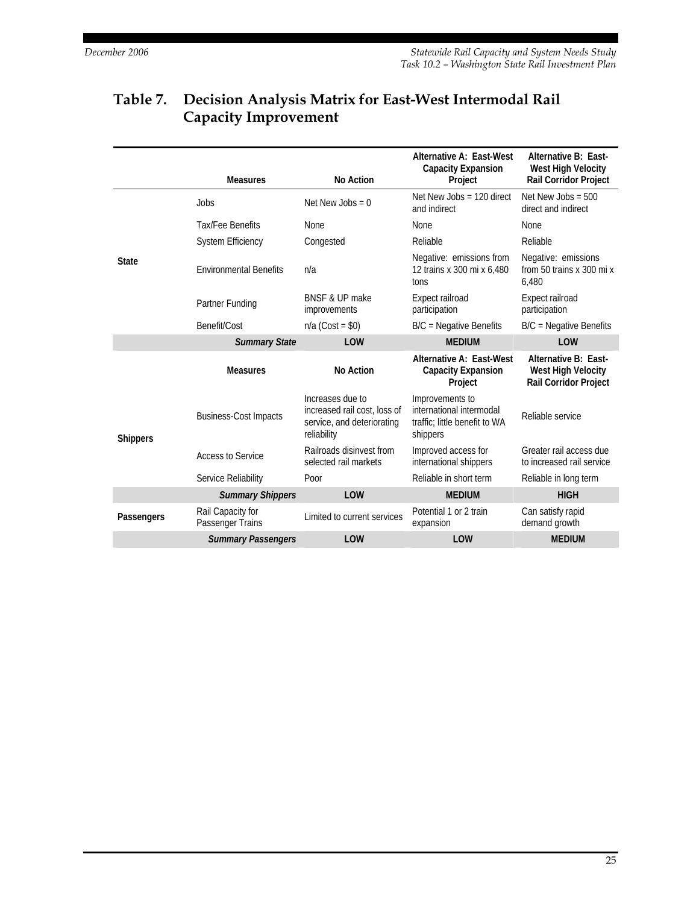## Table 7. Decision Analysis Matrix for East-West Intermodal Rail Capacity Improvement

| | Measures | No Action | Alternative A: East-West Capacity Expansion Project | Alternative B: East-West High Velocity Rail Corridor Project |
|---|---|---|---|---|
| State | Jobs | Net New Jobs = 0 | Net New Jobs = 120 direct and indirect | Net New Jobs = 500 direct and indirect |
| | Tax/Fee Benefits | None | None | None |
| | System Efficiency | Congested | Reliable | Reliable |
| | Environmental Benefits | n/a | Negative: emissions from 12 trains x 300 mi x 6,480 tons | Negative: emissions from 50 trains x 300 mi x 6,480 |
| | Partner Funding | BNSF & UP make improvements | Expect railroad participation | Expect railroad participation |
| | Benefit/Cost | n/a (Cost = $0) | B/C = Negative Benefits | B/C = Negative Benefits |
| | ***Summary State*** | **LOW** | **MEDIUM** | **LOW** |
| | **Measures** | **No Action** | **Alternative A: East-West Capacity Expansion Project** | **Alternative B: East-West High Velocity Rail Corridor Project** |
| Shippers | Business-Cost Impacts | Increases due to increased rail cost, loss of service, and deteriorating reliability | Improvements to international intermodal traffic; little benefit to WA shippers | Reliable service |
| | Access to Service | Railroads disinvest from selected rail markets | Improved access for international shippers | Greater rail access due to increased rail service |
| | Service Reliability | Poor | Reliable in short term | Reliable in long term |
| | ***Summary Shippers*** | **LOW** | **MEDIUM** | **HIGH** |
| Passengers | Rail Capacity for Passenger Trains | Limited to current services | Potential 1 or 2 train expansion | Can satisfy rapid demand growth |
| | ***Summary Passengers*** | **LOW** | **LOW** | **MEDIUM** |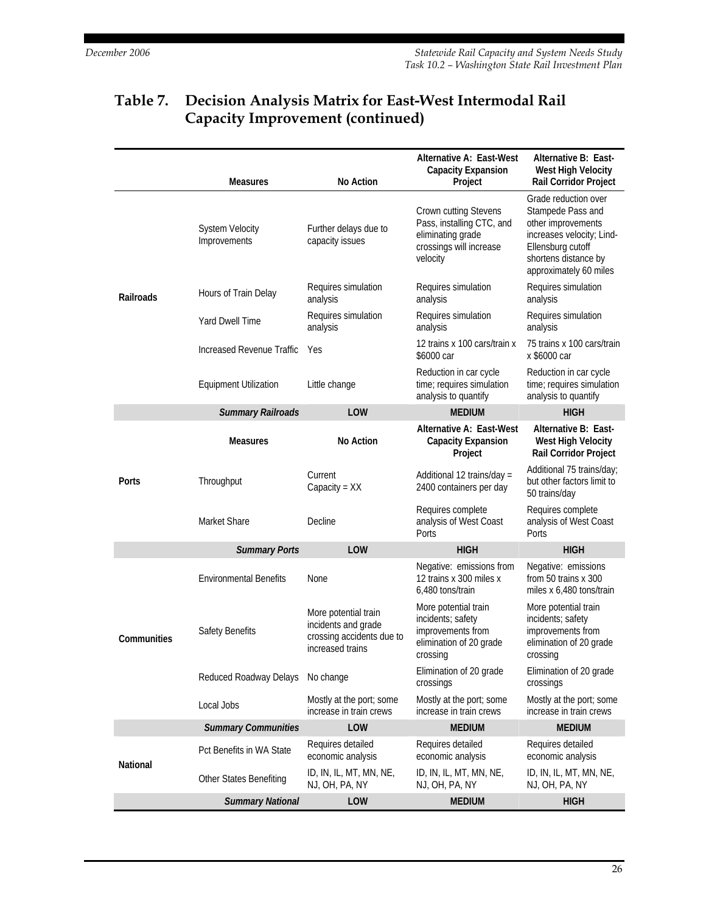## Table 7. Decision Analysis Matrix for East-West Intermodal Rail Capacity Improvement (continued)

| | Measures | No Action | Alternative A: East-West Capacity Expansion Project | Alternative B: East-West High Velocity Rail Corridor Project |
|---|---|---|---|---|
| Railroads | System Velocity Improvements | Further delays due to capacity issues | Crown cutting Stevens Pass, installing CTC, and eliminating grade crossings will increase velocity | Grade reduction over Stampede Pass and other improvements increases velocity; Lind-Ellensburg cutoff shortens distance by approximately 60 miles |
| | Hours of Train Delay | Requires simulation analysis | Requires simulation analysis | Requires simulation analysis |
| | Yard Dwell Time | Requires simulation analysis | Requires simulation analysis | Requires simulation analysis |
| | Increased Revenue Traffic | Yes | 12 trains x 100 cars/train x $6000 car | 75 trains x 100 cars/train x $6000 car |
| | Equipment Utilization | Little change | Reduction in car cycle time; requires simulation analysis to quantify | Reduction in car cycle time; requires simulation analysis to quantify |
| | ***Summary Railroads*** | **LOW** | **MEDIUM** | **HIGH** |
| | **Measures** | **No Action** | **Alternative A: East-West Capacity Expansion Project** | **Alternative B: East-West High Velocity Rail Corridor Project** |
| Ports | Throughput | Current Capacity = XX | Additional 12 trains/day = 2400 containers per day | Additional 75 trains/day; but other factors limit to 50 trains/day |
| | Market Share | Decline | Requires complete analysis of West Coast Ports | Requires complete analysis of West Coast Ports |
| | ***Summary Ports*** | **LOW** | **HIGH** | **HIGH** |
| Communities | Environmental Benefits | None | Negative: emissions from 12 trains x 300 miles x 6,480 tons/train | Negative: emissions from 50 trains x 300 miles x 6,480 tons/train |
| | Safety Benefits | More potential train incidents and grade crossing accidents due to increased trains | More potential train incidents; safety improvements from elimination of 20 grade crossing | More potential train incidents; safety improvements from elimination of 20 grade crossing |
| | Reduced Roadway Delays | No change | Elimination of 20 grade crossings | Elimination of 20 grade crossings |
| | Local Jobs | Mostly at the port; some increase in train crews | Mostly at the port; some increase in train crews | Mostly at the port; some increase in train crews |
| | ***Summary Communities*** | **LOW** | **MEDIUM** | **MEDIUM** |
| National | Pct Benefits in WA State | Requires detailed economic analysis | Requires detailed economic analysis | Requires detailed economic analysis |
| | Other States Benefiting | ID, IN, IL, MT, MN, NE, NJ, OH, PA, NY | ID, IN, IL, MT, MN, NE, NJ, OH, PA, NY | ID, IN, IL, MT, MN, NE, NJ, OH, PA, NY |
| | ***Summary National*** | **LOW** | **MEDIUM** | **HIGH** |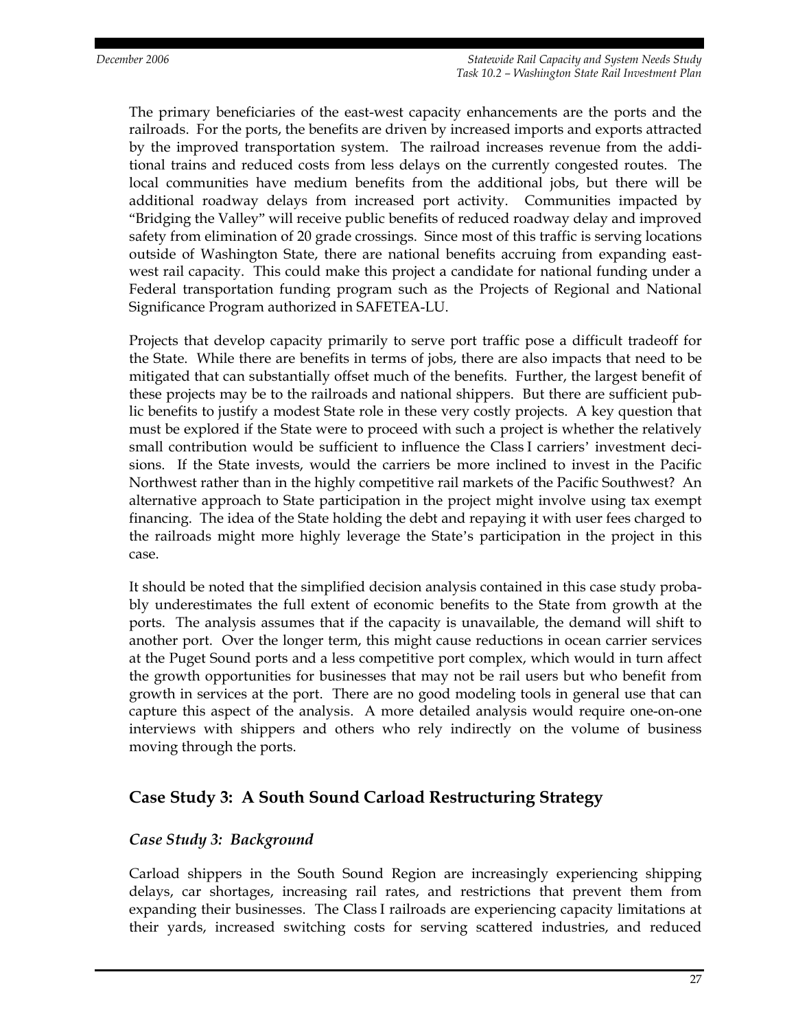The primary beneficiaries of the east-west capacity enhancements are the ports and the railroads. For the ports, the benefits are driven by increased imports and exports attracted by the improved transportation system. The railroad increases revenue from the additional trains and reduced costs from less delays on the currently congested routes. The local communities have medium benefits from the additional jobs, but there will be additional roadway delays from increased port activity. Communities impacted by "Bridging the Valley" will receive public benefits of reduced roadway delay and improved safety from elimination of 20 grade crossings. Since most of this traffic is serving locations outside of Washington State, there are national benefits accruing from expanding east-west rail capacity. This could make this project a candidate for national funding under a Federal transportation funding program such as the Projects of Regional and National Significance Program authorized in SAFETEA-LU.

Projects that develop capacity primarily to serve port traffic pose a difficult tradeoff for the State. While there are benefits in terms of jobs, there are also impacts that need to be mitigated that can substantially offset much of the benefits. Further, the largest benefit of these projects may be to the railroads and national shippers. But there are sufficient public benefits to justify a modest State role in these very costly projects. A key question that must be explored if the State were to proceed with such a project is whether the relatively small contribution would be sufficient to influence the Class I carriers' investment decisions. If the State invests, would the carriers be more inclined to invest in the Pacific Northwest rather than in the highly competitive rail markets of the Pacific Southwest? An alternative approach to State participation in the project might involve using tax exempt financing. The idea of the State holding the debt and repaying it with user fees charged to the railroads might more highly leverage the State's participation in the project in this case.

It should be noted that the simplified decision analysis contained in this case study probably underestimates the full extent of economic benefits to the State from growth at the ports. The analysis assumes that if the capacity is unavailable, the demand will shift to another port. Over the longer term, this might cause reductions in ocean carrier services at the Puget Sound ports and a less competitive port complex, which would in turn affect the growth opportunities for businesses that may not be rail users but who benefit from growth in services at the port. There are no good modeling tools in general use that can capture this aspect of the analysis. A more detailed analysis would require one-on-one interviews with shippers and others who rely indirectly on the volume of business moving through the ports.

## Case Study 3: A South Sound Carload Restructuring Strategy

### *Case Study 3: Background*

Carload shippers in the South Sound Region are increasingly experiencing shipping delays, car shortages, increasing rail rates, and restrictions that prevent them from expanding their businesses. The Class I railroads are experiencing capacity limitations at their yards, increased switching costs for serving scattered industries, and reduced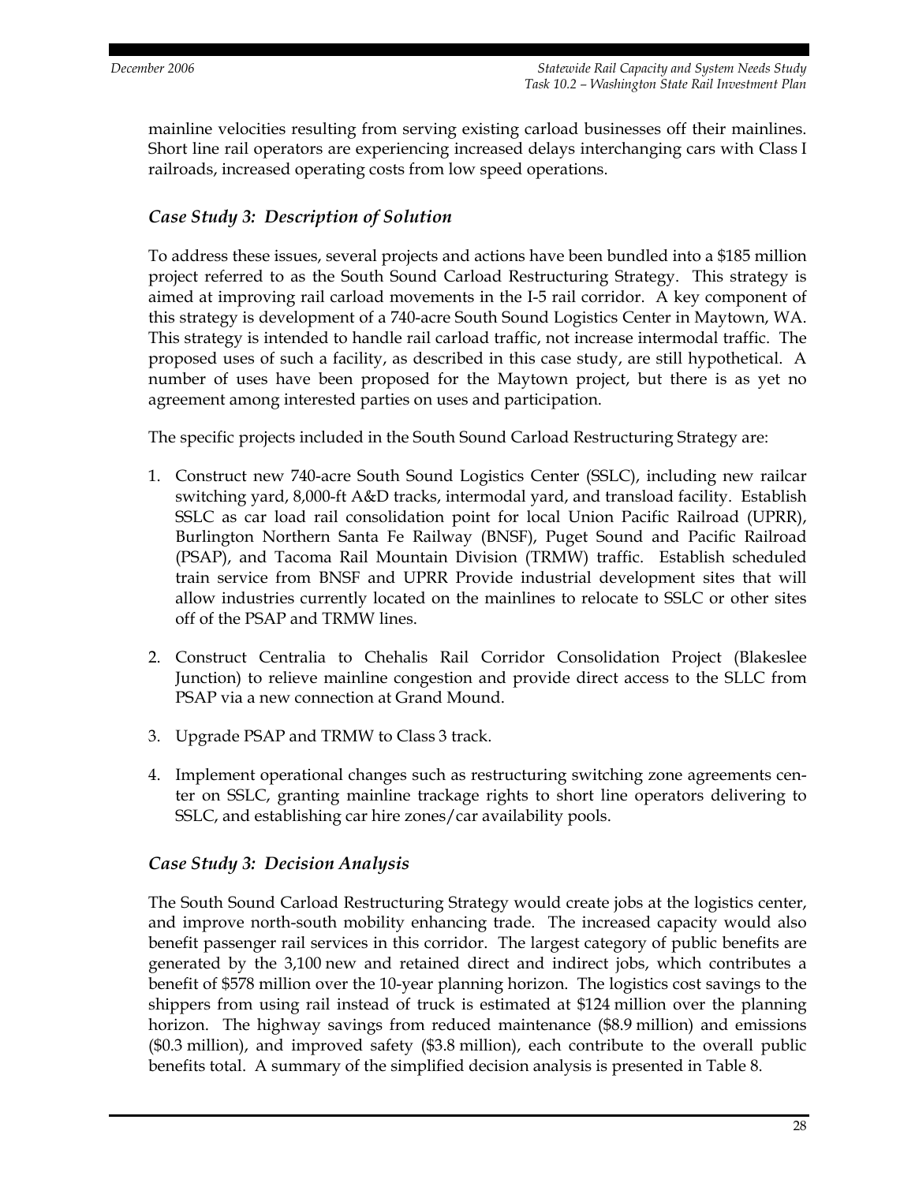mainline velocities resulting from serving existing carload businesses off their mainlines. Short line rail operators are experiencing increased delays interchanging cars with Class I railroads, increased operating costs from low speed operations.

### *Case Study 3: Description of Solution*

To address these issues, several projects and actions have been bundled into a $185 million project referred to as the South Sound Carload Restructuring Strategy. This strategy is aimed at improving rail carload movements in the I-5 rail corridor. A key component of this strategy is development of a 740-acre South Sound Logistics Center in Maytown, WA. This strategy is intended to handle rail carload traffic, not increase intermodal traffic. The proposed uses of such a facility, as described in this case study, are still hypothetical. A number of uses have been proposed for the Maytown project, but there is as yet no agreement among interested parties on uses and participation.

The specific projects included in the South Sound Carload Restructuring Strategy are:

1. Construct new 740-acre South Sound Logistics Center (SSLC), including new railcar switching yard, 8,000-ft A&D tracks, intermodal yard, and transload facility. Establish SSLC as car load rail consolidation point for local Union Pacific Railroad (UPRR), Burlington Northern Santa Fe Railway (BNSF), Puget Sound and Pacific Railroad (PSAP), and Tacoma Rail Mountain Division (TRMW) traffic. Establish scheduled train service from BNSF and UPRR Provide industrial development sites that will allow industries currently located on the mainlines to relocate to SSLC or other sites off of the PSAP and TRMW lines.
2. Construct Centralia to Chehalis Rail Corridor Consolidation Project (Blakeslee Junction) to relieve mainline congestion and provide direct access to the SLLC from PSAP via a new connection at Grand Mound.
3. Upgrade PSAP and TRMW to Class 3 track.
4. Implement operational changes such as restructuring switching zone agreements center on SSLC, granting mainline trackage rights to short line operators delivering to SSLC, and establishing car hire zones/car availability pools.

### *Case Study 3: Decision Analysis*

The South Sound Carload Restructuring Strategy would create jobs at the logistics center, and improve north-south mobility enhancing trade. The increased capacity would also benefit passenger rail services in this corridor. The largest category of public benefits are generated by the 3,100 new and retained direct and indirect jobs, which contributes a benefit of $578 million over the 10-year planning horizon. The logistics cost savings to the shippers from using rail instead of truck is estimated at $124 million over the planning horizon. The highway savings from reduced maintenance ($8.9 million) and emissions ($0.3 million), and improved safety ($3.8 million), each contribute to the overall public benefits total. A summary of the simplified decision analysis is presented in Table 8.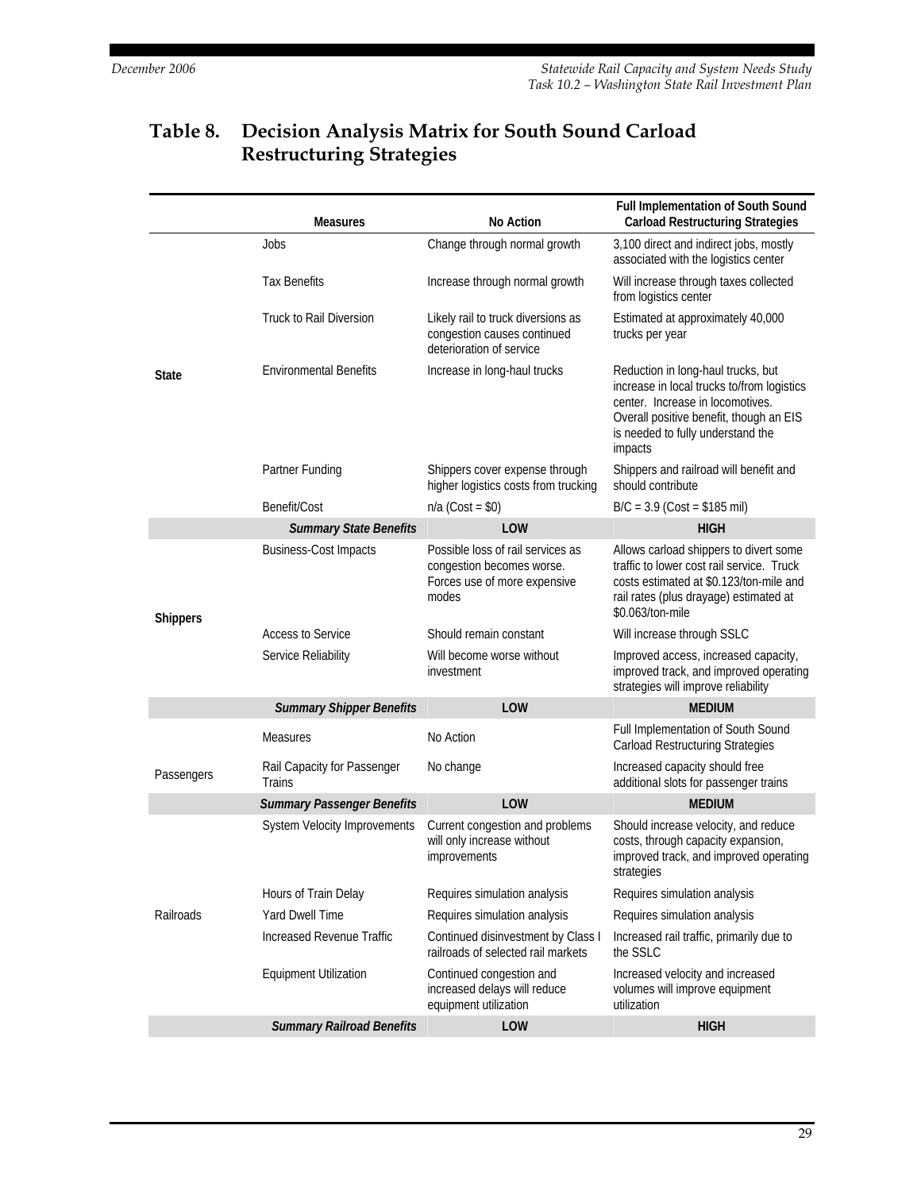## Table 8. Decision Analysis Matrix for South Sound Carload Restructuring Strategies

| | Measures | No Action | Full Implementation of South Sound Carload Restructuring Strategies |
|---|---|---|---|
| State | Jobs | Change through normal growth | 3,100 direct and indirect jobs, mostly associated with the logistics center |
| | Tax Benefits | Increase through normal growth | Will increase through taxes collected from logistics center |
| | Truck to Rail Diversion | Likely rail to truck diversions as congestion causes continued deterioration of service | Estimated at approximately 40,000 trucks per year |
| | Environmental Benefits | Increase in long-haul trucks | Reduction in long-haul trucks, but increase in local trucks to/from logistics center. Increase in locomotives. Overall positive benefit, though an EIS is needed to fully understand the impacts |
| | Partner Funding | Shippers cover expense through higher logistics costs from trucking | Shippers and railroad will benefit and should contribute |
| | Benefit/Cost | n/a (Cost = $0) | B/C = 3.9 (Cost = $185 mil) |
| | ***Summary State Benefits*** | **LOW** | **HIGH** |
| Shippers | Business-Cost Impacts | Possible loss of rail services as congestion becomes worse. Forces use of more expensive modes | Allows carload shippers to divert some traffic to lower cost rail service. Truck costs estimated at $0.123/ton-mile and rail rates (plus drayage) estimated at $0.063/ton-mile |
| | Access to Service | Should remain constant | Will increase through SSLC |
| | Service Reliability | Will become worse without investment | Improved access, increased capacity, improved track, and improved operating strategies will improve reliability |
| | ***Summary Shipper Benefits*** | **LOW** | **MEDIUM** |
| Passengers | Measures | No Action | Full Implementation of South Sound Carload Restructuring Strategies |
| | Rail Capacity for Passenger Trains | No change | Increased capacity should free additional slots for passenger trains |
| | ***Summary Passenger Benefits*** | **LOW** | **MEDIUM** |
| Railroads | System Velocity Improvements | Current congestion and problems will only increase without improvements | Should increase velocity, and reduce costs, through capacity expansion, improved track, and improved operating strategies |
| | Hours of Train Delay | Requires simulation analysis | Requires simulation analysis |
| | Yard Dwell Time | Requires simulation analysis | Requires simulation analysis |
| | Increased Revenue Traffic | Continued disinvestment by Class I railroads of selected rail markets | Increased rail traffic, primarily due to the SSLC |
| | Equipment Utilization | Continued congestion and increased delays will reduce equipment utilization | Increased velocity and increased volumes will improve equipment utilization |
| | ***Summary Railroad Benefits*** | **LOW** | **HIGH** |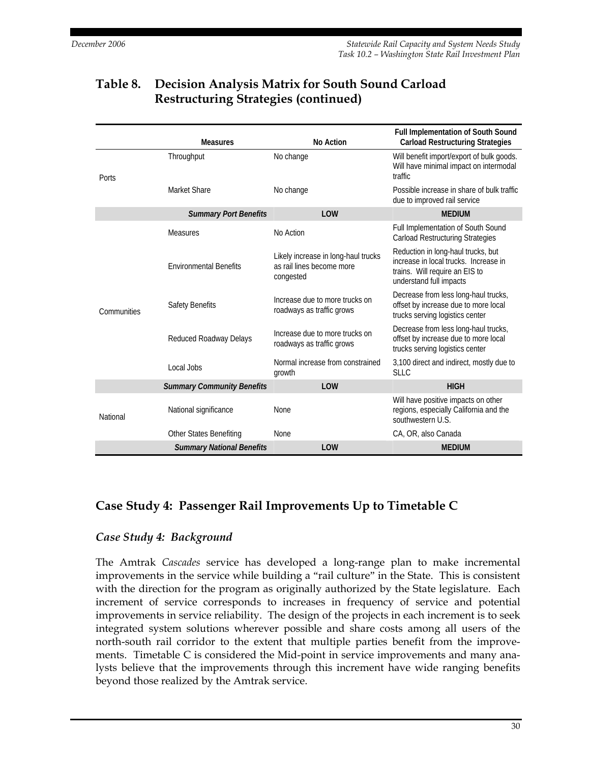## Table 8. Decision Analysis Matrix for South Sound Carload Restructuring Strategies (continued)

| | Measures | No Action | Full Implementation of South Sound Carload Restructuring Strategies |
|---|---|---|---|
| Ports | Throughput | No change | Will benefit import/export of bulk goods. Will have minimal impact on intermodal traffic |
| | Market Share | No change | Possible increase in share of bulk traffic due to improved rail service |
| | ***Summary Port Benefits*** | **LOW** | **MEDIUM** |
| Communities | Measures | No Action | Full Implementation of South Sound Carload Restructuring Strategies |
| | Environmental Benefits | Likely increase in long-haul trucks as rail lines become more congested | Reduction in long-haul trucks, but increase in local trucks. Increase in trains. Will require an EIS to understand full impacts |
| | Safety Benefits | Increase due to more trucks on roadways as traffic grows | Decrease from less long-haul trucks, offset by increase due to more local trucks serving logistics center |
| | Reduced Roadway Delays | Increase due to more trucks on roadways as traffic grows | Decrease from less long-haul trucks, offset by increase due to more local trucks serving logistics center |
| | Local Jobs | Normal increase from constrained growth | 3,100 direct and indirect, mostly due to SLLC |
| | ***Summary Community Benefits*** | **LOW** | **HIGH** |
| National | National significance | None | Will have positive impacts on other regions, especially California and the southwestern U.S. |
| | Other States Benefiting | None | CA, OR, also Canada |
| | ***Summary National Benefits*** | **LOW** | **MEDIUM** |

## Case Study 4: Passenger Rail Improvements Up to Timetable C

### *Case Study 4: Background*

The Amtrak *Cascades* service has developed a long-range plan to make incremental improvements in the service while building a "rail culture" in the State. This is consistent with the direction for the program as originally authorized by the State legislature. Each increment of service corresponds to increases in frequency of service and potential improvements in service reliability. The design of the projects in each increment is to seek integrated system solutions wherever possible and share costs among all users of the north-south rail corridor to the extent that multiple parties benefit from the improvements. Timetable C is considered the Mid-point in service improvements and many analysts believe that the improvements through this increment have wide ranging benefits beyond those realized by the Amtrak service.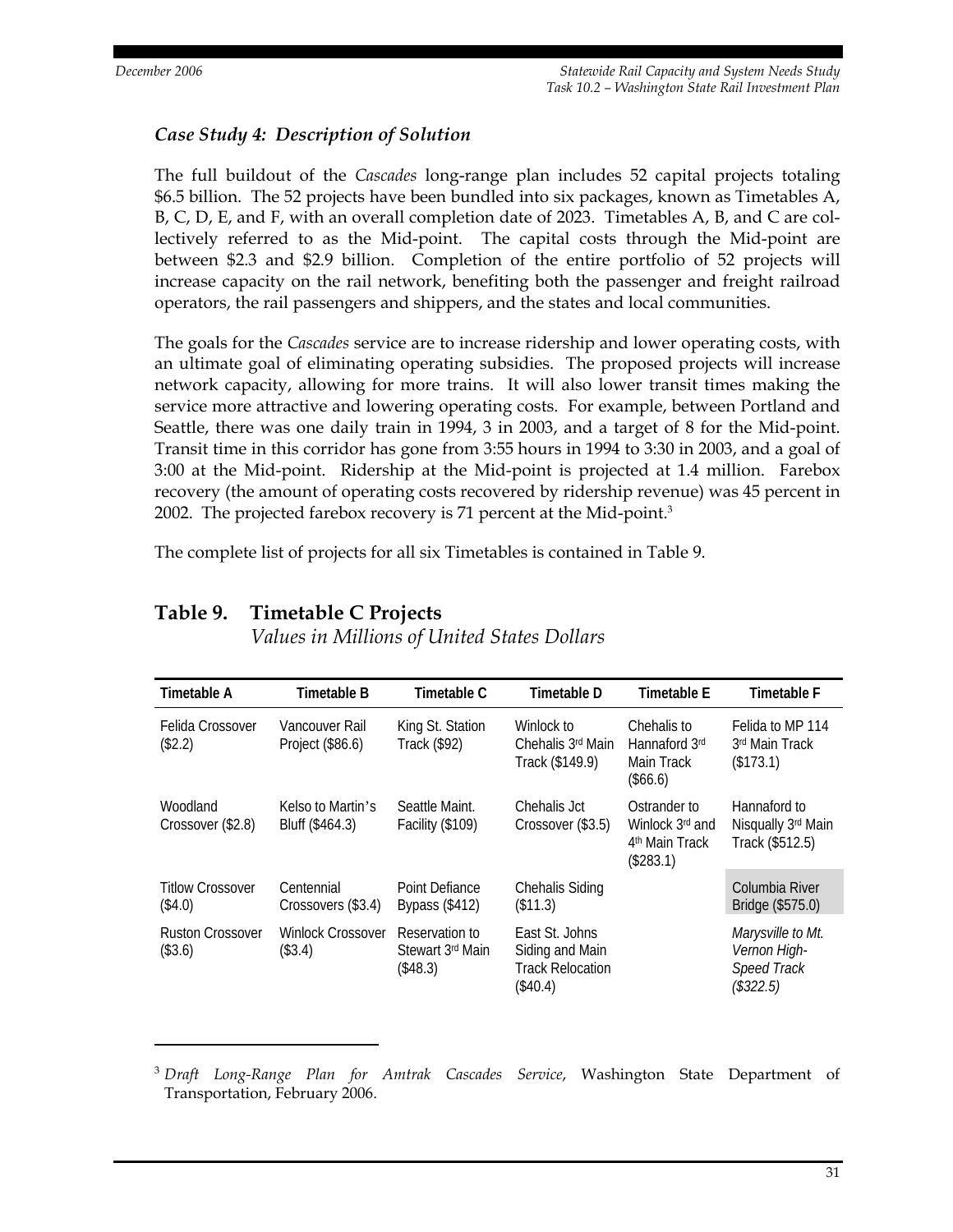### *Case Study 4: Description of Solution*

The full buildout of the *Cascades* long-range plan includes 52 capital projects totaling \$6.5 billion. The 52 projects have been bundled into six packages, known as Timetables A, B, C, D, E, and F, with an overall completion date of 2023. Timetables A, B, and C are collectively referred to as the Mid-point. The capital costs through the Mid-point are between \$2.3 and \$2.9 billion. Completion of the entire portfolio of 52 projects will increase capacity on the rail network, benefiting both the passenger and freight railroad operators, the rail passengers and shippers, and the states and local communities.

The goals for the *Cascades* service are to increase ridership and lower operating costs, with an ultimate goal of eliminating operating subsidies. The proposed projects will increase network capacity, allowing for more trains. It will also lower transit times making the service more attractive and lowering operating costs. For example, between Portland and Seattle, there was one daily train in 1994, 3 in 2003, and a target of 8 for the Mid-point. Transit time in this corridor has gone from 3:55 hours in 1994 to 3:30 in 2003, and a goal of 3:00 at the Mid-point. Ridership at the Mid-point is projected at 1.4 million. Farebox recovery (the amount of operating costs recovered by ridership revenue) was 45 percent in 2002. The projected farebox recovery is 71 percent at the Mid-point.[3]

The complete list of projects for all six Timetables is contained in Table 9.

## Table 9. Timetable C Projects

*Values in Millions of United States Dollars*

| Timetable A | Timetable B | Timetable C | Timetable D | Timetable E | Timetable F |
|---|---|---|---|---|---|
| Felida Crossover (\$2.2) | Vancouver Rail Project (\$86.6) | King St. Station Track (\$92) | Winlock to Chehalis 3rd Main Track (\$149.9) | Chehalis to Hannaford 3rd Main Track (\$66.6) | Felida to MP 114 3rd Main Track (\$173.1) |
| Woodland Crossover (\$2.8) | Kelso to Martin's Bluff (\$464.3) | Seattle Maint. Facility (\$109) | Chehalis Jct Crossover (\$3.5) | Ostrander to Winlock 3rd and 4th Main Track (\$283.1) | Hannaford to Nisqually 3rd Main Track (\$512.5) |
| Titlow Crossover (\$4.0) | Centennial Crossovers (\$3.4) | Point Defiance Bypass (\$412) | Chehalis Siding (\$11.3) | | Columbia River Bridge (\$575.0) |
| Ruston Crossover (\$3.6) | Winlock Crossover (\$3.4) | Reservation to Stewart 3rd Main (\$48.3) | East St. Johns Siding and Main Track Relocation (\$40.4) | | *Marysville to Mt. Vernon High-Speed Track (\$322.5)* |

[3] *Draft Long-Range Plan for Amtrak Cascades Service*, Washington State Department of Transportation, February 2006.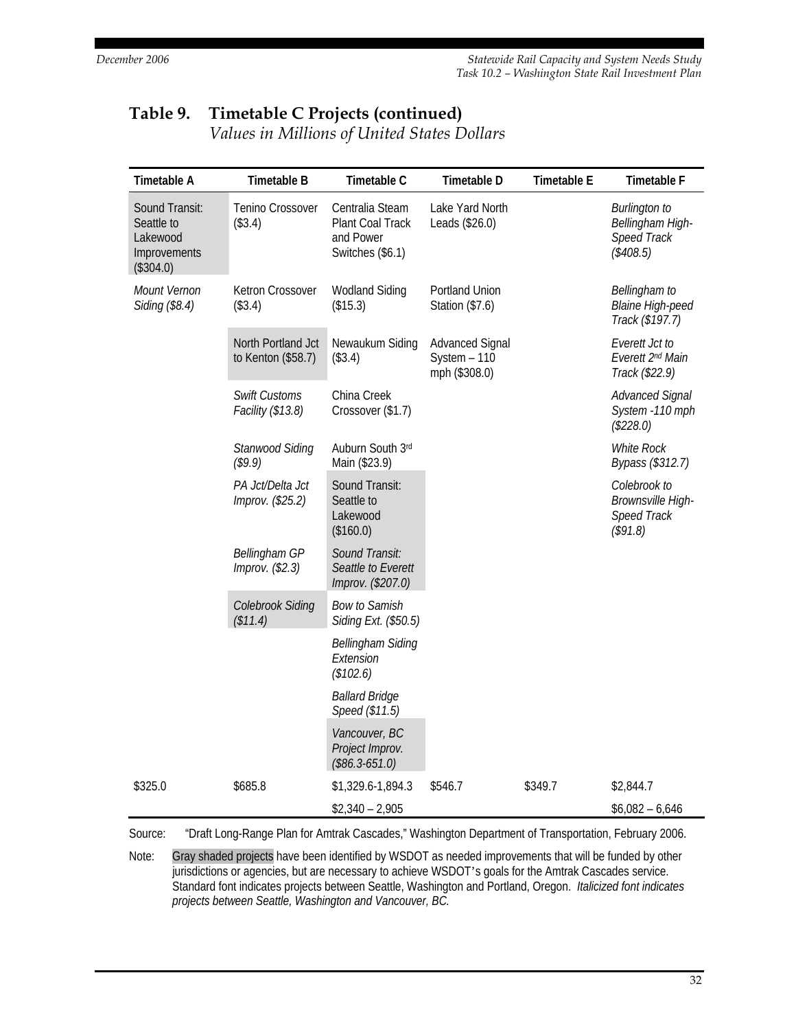## Table 9. Timetable C Projects (continued)

*Values in Millions of United States Dollars*

| Timetable A | Timetable B | Timetable C | Timetable D | Timetable E | Timetable F |
|---|---|---|---|---|---|
| Sound Transit: Seattle to Lakewood Improvements ($304.0) | Tenino Crossover ($3.4) | Centralia Steam Plant Coal Track and Power Switches ($6.1) | Lake Yard North Leads ($26.0) | | *Burlington to Bellingham High-Speed Track ($408.5)* |
| *Mount Vernon Siding ($8.4)* | Ketron Crossover ($3.4) | Wodland Siding ($15.3) | Portland Union Station ($7.6) | | *Bellingham to Blaine High-peed Track ($197.7)* |
| | North Portland Jct to Kenton ($58.7) | Newaukum Siding ($3.4) | Advanced Signal System – 110 mph ($308.0) | | *Everett Jct to Everett 2nd Main Track ($22.9)* |
| | *Swift Customs Facility ($13.8)* | China Creek Crossover ($1.7) | | | *Advanced Signal System -110 mph ($228.0)* |
| | *Stanwood Siding ($9.9)* | Auburn South 3rd Main ($23.9) | | | *White Rock Bypass ($312.7)* |
| | *PA Jct/Delta Jct Improv. ($25.2)* | Sound Transit: Seattle to Lakewood ($160.0) | | | *Colebrook to Brownsville High-Speed Track ($91.8)* |
| | *Bellingham GP Improv. ($2.3)* | *Sound Transit: Seattle to Everett Improv. ($207.0)* | | | |
| | *Colebrook Siding ($11.4)* | *Bow to Samish Siding Ext. ($50.5)* | | | |
| | | *Bellingham Siding Extension ($102.6)* | | | |
| | | *Ballard Bridge Speed ($11.5)* | | | |
| | | *Vancouver, BC Project Improv. ($86.3-651.0)* | | | |
| $325.0 | $685.8 | $1,329.6-1,894.3 | $546.7 | $349.7 | $2,844.7 |
| | | $2,340 – 2,905 | | | $6,082 – 6,646 |

Source: "Draft Long-Range Plan for Amtrak Cascades," Washington Department of Transportation, February 2006.

Note: Gray shaded projects have been identified by WSDOT as needed improvements that will be funded by other jurisdictions or agencies, but are necessary to achieve WSDOT's goals for the Amtrak Cascades service. Standard font indicates projects between Seattle, Washington and Portland, Oregon. *Italicized font indicates projects between Seattle, Washington and Vancouver, BC.*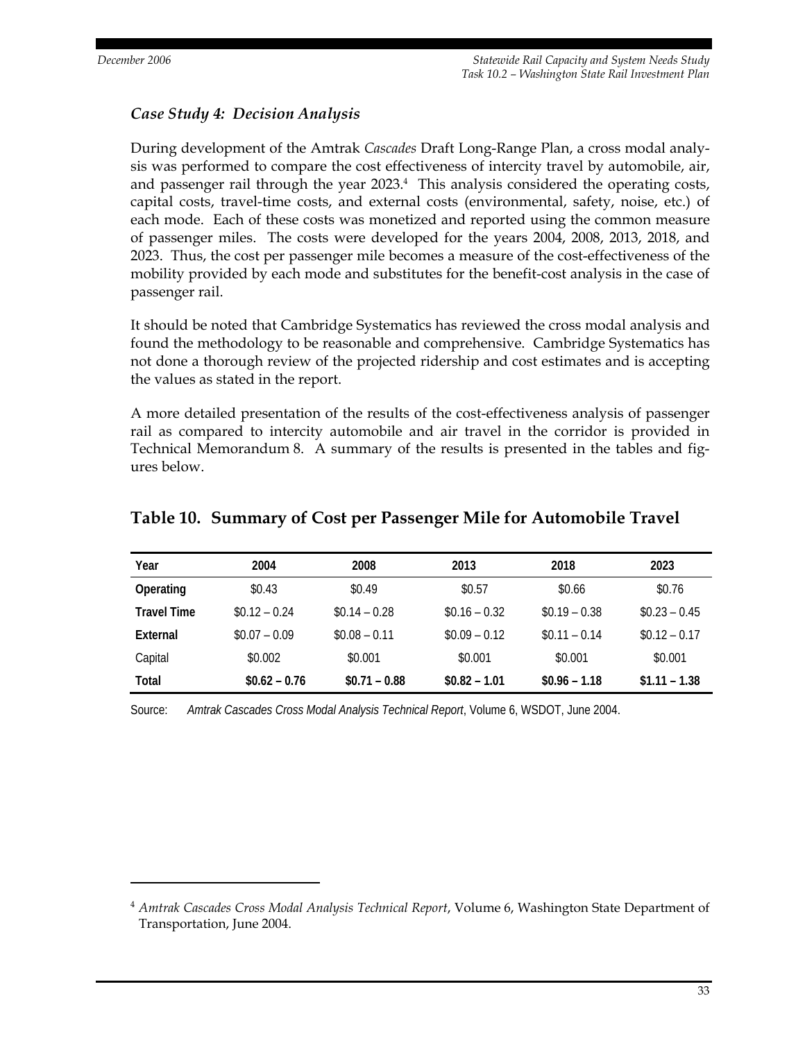### *Case Study 4: Decision Analysis*

During development of the Amtrak *Cascades* Draft Long-Range Plan, a cross modal analysis was performed to compare the cost effectiveness of intercity travel by automobile, air, and passenger rail through the year 2023.[4] This analysis considered the operating costs, capital costs, travel-time costs, and external costs (environmental, safety, noise, etc.) of each mode. Each of these costs was monetized and reported using the common measure of passenger miles. The costs were developed for the years 2004, 2008, 2013, 2018, and 2023. Thus, the cost per passenger mile becomes a measure of the cost-effectiveness of the mobility provided by each mode and substitutes for the benefit-cost analysis in the case of passenger rail.

It should be noted that Cambridge Systematics has reviewed the cross modal analysis and found the methodology to be reasonable and comprehensive. Cambridge Systematics has not done a thorough review of the projected ridership and cost estimates and is accepting the values as stated in the report.

A more detailed presentation of the results of the cost-effectiveness analysis of passenger rail as compared to intercity automobile and air travel in the corridor is provided in Technical Memorandum 8. A summary of the results is presented in the tables and figures below.

## Table 10. Summary of Cost per Passenger Mile for Automobile Travel

| Year | 2004 | 2008 | 2013 | 2018 | 2023 |
|---|---|---|---|---|---|
| **Operating** | $0.43 | $0.49 | $0.57 | $0.66 | $0.76 |
| **Travel Time** | $0.12 – 0.24 | $0.14 – 0.28 | $0.16 – 0.32 | $0.19 – 0.38 | $0.23 – 0.45 |
| **External** | $0.07 – 0.09 | $0.08 – 0.11 | $0.09 – 0.12 | $0.11 – 0.14 | $0.12 – 0.17 |
| Capital | $0.002 | $0.001 | $0.001 | $0.001 | $0.001 |
| **Total** | **$0.62 – 0.76** | **$0.71 – 0.88** | **$0.82 – 1.01** | **$0.96 – 1.18** | **$1.11 – 1.38** |

Source: *Amtrak Cascades Cross Modal Analysis Technical Report*, Volume 6, WSDOT, June 2004.

[4] *Amtrak Cascades Cross Modal Analysis Technical Report*, Volume 6, Washington State Department of Transportation, June 2004.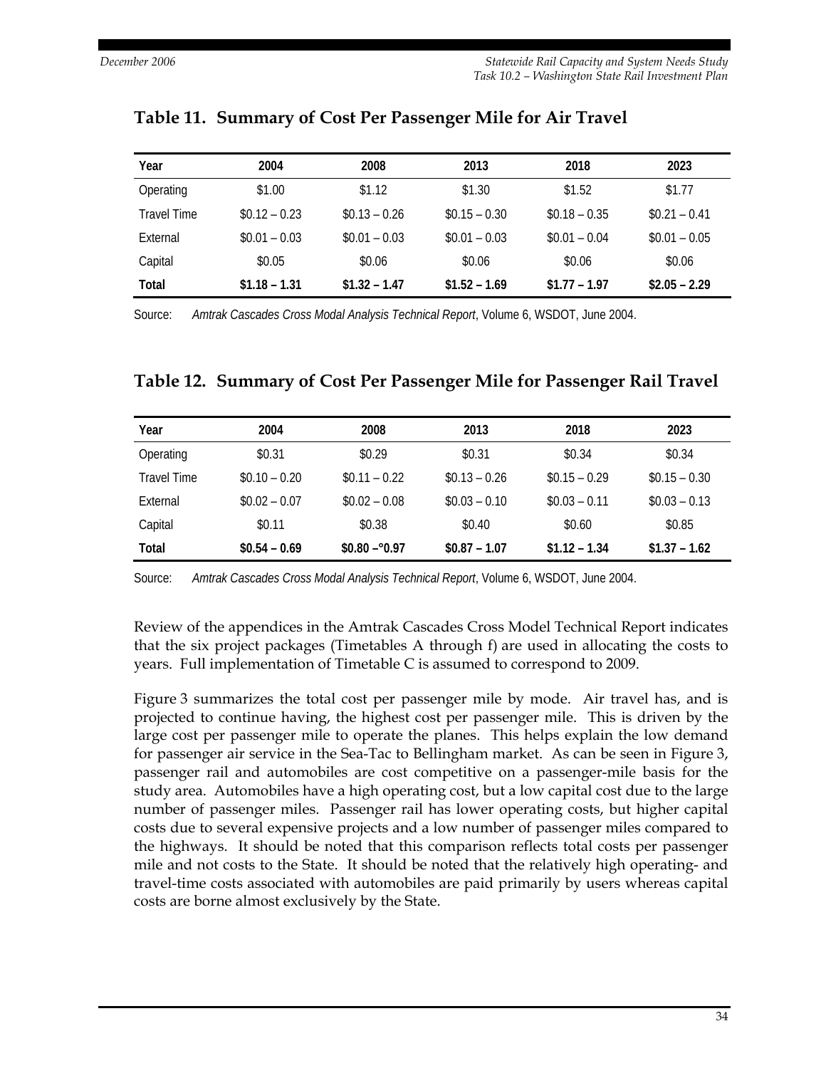## Table 11. Summary of Cost Per Passenger Mile for Air Travel

| Year | 2004 | 2008 | 2013 | 2018 | 2023 |
|---|---|---|---|---|---|
| Operating | $1.00 | $1.12 | $1.30 | $1.52 | $1.77 |
| Travel Time | $0.12 – 0.23 | $0.13 – 0.26 | $0.15 – 0.30 | $0.18 – 0.35 | $0.21 – 0.41 |
| External | $0.01 – 0.03 | $0.01 – 0.03 | $0.01 – 0.03 | $0.01 – 0.04 | $0.01 – 0.05 |
| Capital | $0.05 | $0.06 | $0.06 | $0.06 | $0.06 |
| **Total** | **$1.18 – 1.31** | **$1.32 – 1.47** | **$1.52 – 1.69** | **$1.77 – 1.97** | **$2.05 – 2.29** |

Source: *Amtrak Cascades Cross Modal Analysis Technical Report*, Volume 6, WSDOT, June 2004.

## Table 12. Summary of Cost Per Passenger Mile for Passenger Rail Travel

| Year | 2004 | 2008 | 2013 | 2018 | 2023 |
|---|---|---|---|---|---|
| Operating | $0.31 | $0.29 | $0.31 | $0.34 | $0.34 |
| Travel Time | $0.10 – 0.20 | $0.11 – 0.22 | $0.13 – 0.26 | $0.15 – 0.29 | $0.15 – 0.30 |
| External | $0.02 – 0.07 | $0.02 – 0.08 | $0.03 – 0.10 | $0.03 – 0.11 | $0.03 – 0.13 |
| Capital | $0.11 | $0.38 | $0.40 | $0.60 | $0.85 |
| **Total** | **$0.54 – 0.69** | **$0.80 –°0.97** | **$0.87 – 1.07** | **$1.12 – 1.34** | **$1.37 – 1.62** |

Source: *Amtrak Cascades Cross Modal Analysis Technical Report*, Volume 6, WSDOT, June 2004.

Review of the appendices in the Amtrak Cascades Cross Model Technical Report indicates that the six project packages (Timetables A through f) are used in allocating the costs to years. Full implementation of Timetable C is assumed to correspond to 2009.

Figure 3 summarizes the total cost per passenger mile by mode. Air travel has, and is projected to continue having, the highest cost per passenger mile. This is driven by the large cost per passenger mile to operate the planes. This helps explain the low demand for passenger air service in the Sea-Tac to Bellingham market. As can be seen in Figure 3, passenger rail and automobiles are cost competitive on a passenger-mile basis for the study area. Automobiles have a high operating cost, but a low capital cost due to the large number of passenger miles. Passenger rail has lower operating costs, but higher capital costs due to several expensive projects and a low number of passenger miles compared to the highways. It should be noted that this comparison reflects total costs per passenger mile and not costs to the State. It should be noted that the relatively high operating- and travel-time costs associated with automobiles are paid primarily by users whereas capital costs are borne almost exclusively by the State.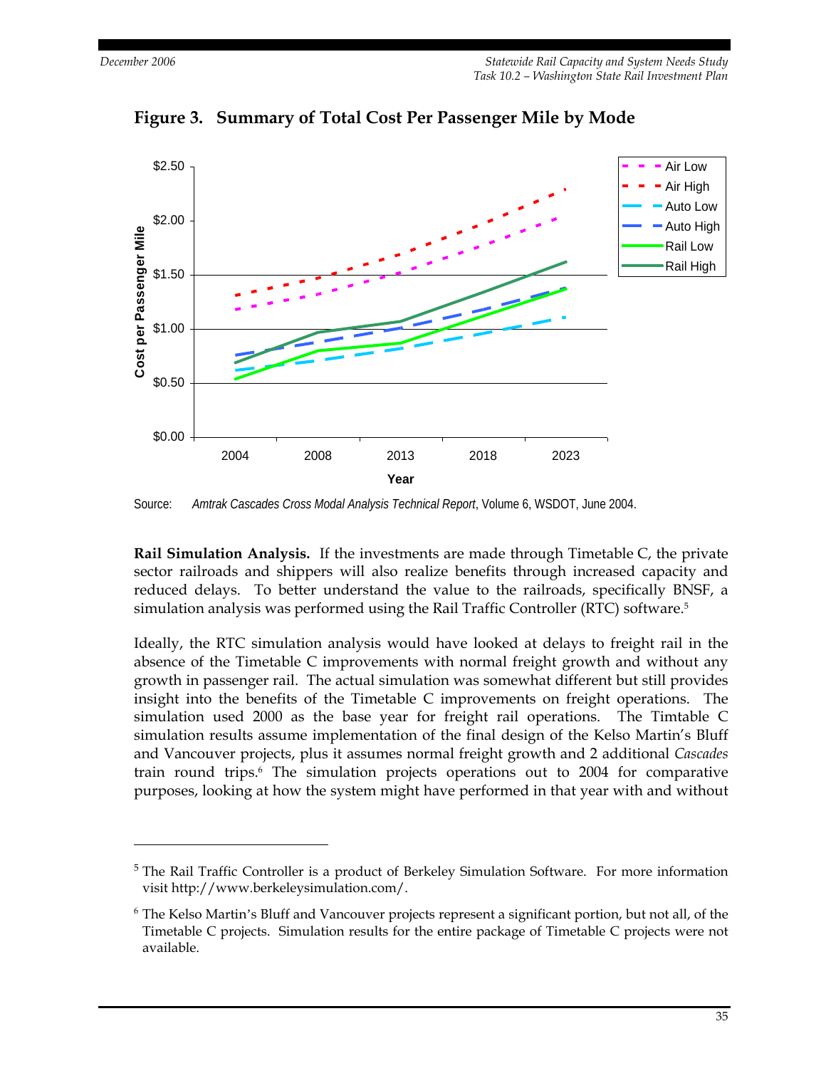**Figure 3. Summary of Total Cost Per Passenger Mile by Mode**

Source: *Amtrak Cascades Cross Modal Analysis Technical Report*, Volume 6, WSDOT, June 2004.

**Rail Simulation Analysis.** If the investments are made through Timetable C, the private sector railroads and shippers will also realize benefits through increased capacity and reduced delays. To better understand the value to the railroads, specifically BNSF, a simulation analysis was performed using the Rail Traffic Controller (RTC) software.[5]

Ideally, the RTC simulation analysis would have looked at delays to freight rail in the absence of the Timetable C improvements with normal freight growth and without any growth in passenger rail. The actual simulation was somewhat different but still provides insight into the benefits of the Timetable C improvements on freight operations. The simulation used 2000 as the base year for freight rail operations. The Timtable C simulation results assume implementation of the final design of the Kelso Martin's Bluff and Vancouver projects, plus it assumes normal freight growth and 2 additional *Cascades* train round trips.[6] The simulation projects operations out to 2004 for comparative purposes, looking at how the system might have performed in that year with and without

---

[5] The Rail Traffic Controller is a product of Berkeley Simulation Software. For more information visit http://www.berkeleysimulation.com/.

[6] The Kelso Martin's Bluff and Vancouver projects represent a significant portion, but not all, of the Timetable C projects. Simulation results for the entire package of Timetable C projects were not available.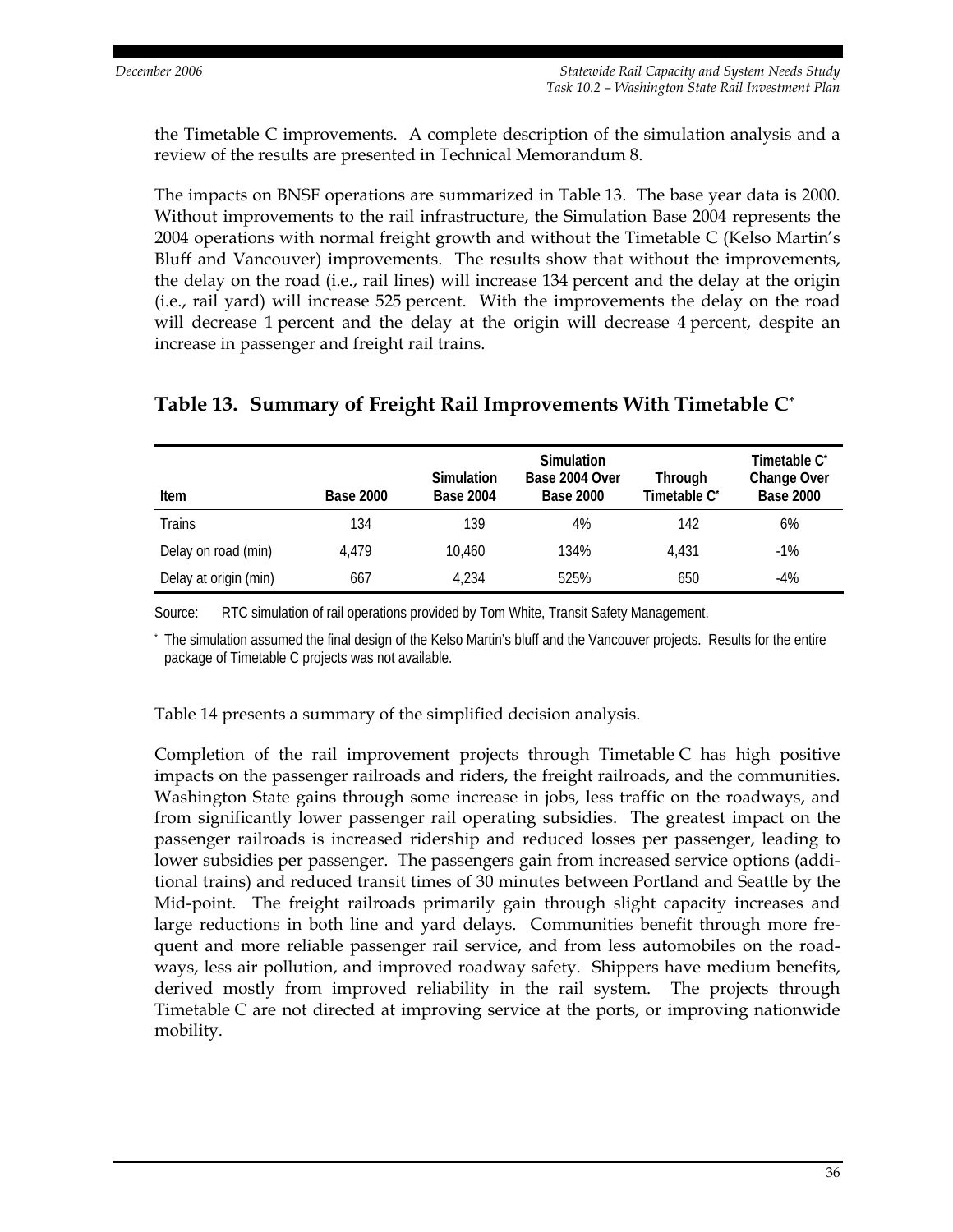the Timetable C improvements. A complete description of the simulation analysis and a review of the results are presented in Technical Memorandum 8.

The impacts on BNSF operations are summarized in Table 13. The base year data is 2000. Without improvements to the rail infrastructure, the Simulation Base 2004 represents the 2004 operations with normal freight growth and without the Timetable C (Kelso Martin's Bluff and Vancouver) improvements. The results show that without the improvements, the delay on the road (i.e., rail lines) will increase 134 percent and the delay at the origin (i.e., rail yard) will increase 525 percent. With the improvements the delay on the road will decrease 1 percent and the delay at the origin will decrease 4 percent, despite an increase in passenger and freight rail trains.

## Table 13. Summary of Freight Rail Improvements With Timetable C*

| Item | Base 2000 | Simulation Base 2004 | Simulation Base 2004 Over Base 2000 | Through Timetable C* | Timetable C* Change Over Base 2000 |
|---|---|---|---|---|---|
| Trains | 134 | 139 | 4% | 142 | 6% |
| Delay on road (min) | 4,479 | 10,460 | 134% | 4,431 | -1% |
| Delay at origin (min) | 667 | 4,234 | 525% | 650 | -4% |

Source: RTC simulation of rail operations provided by Tom White, Transit Safety Management.

* The simulation assumed the final design of the Kelso Martin's bluff and the Vancouver projects. Results for the entire package of Timetable C projects was not available.

Table 14 presents a summary of the simplified decision analysis.

Completion of the rail improvement projects through Timetable C has high positive impacts on the passenger railroads and riders, the freight railroads, and the communities. Washington State gains through some increase in jobs, less traffic on the roadways, and from significantly lower passenger rail operating subsidies. The greatest impact on the passenger railroads is increased ridership and reduced losses per passenger, leading to lower subsidies per passenger. The passengers gain from increased service options (additional trains) and reduced transit times of 30 minutes between Portland and Seattle by the Mid-point. The freight railroads primarily gain through slight capacity increases and large reductions in both line and yard delays. Communities benefit through more frequent and more reliable passenger rail service, and from less automobiles on the roadways, less air pollution, and improved roadway safety. Shippers have medium benefits, derived mostly from improved reliability in the rail system. The projects through Timetable C are not directed at improving service at the ports, or improving nationwide mobility.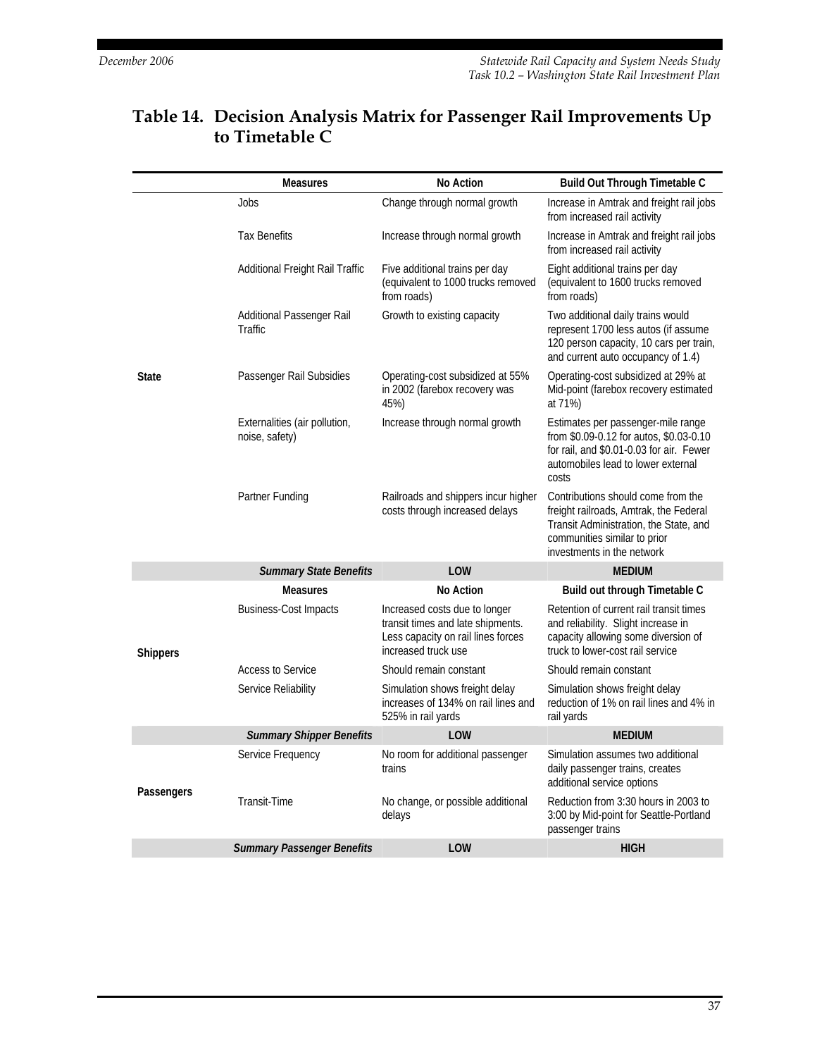## Table 14. Decision Analysis Matrix for Passenger Rail Improvements Up to Timetable C

| | Measures | No Action | Build Out Through Timetable C |
|---|---|---|---|
| State | Jobs | Change through normal growth | Increase in Amtrak and freight rail jobs from increased rail activity |
| | Tax Benefits | Increase through normal growth | Increase in Amtrak and freight rail jobs from increased rail activity |
| | Additional Freight Rail Traffic | Five additional trains per day (equivalent to 1000 trucks removed from roads) | Eight additional trains per day (equivalent to 1600 trucks removed from roads) |
| | Additional Passenger Rail Traffic | Growth to existing capacity | Two additional daily trains would represent 1700 less autos (if assume 120 person capacity, 10 cars per train, and current auto occupancy of 1.4) |
| | Passenger Rail Subsidies | Operating-cost subsidized at 55% in 2002 (farebox recovery was 45%) | Operating-cost subsidized at 29% at Mid-point (farebox recovery estimated at 71%) |
| | Externalities (air pollution, noise, safety) | Increase through normal growth | Estimates per passenger-mile range from \$0.09-0.12 for autos, \$0.03-0.10 for rail, and \$0.01-0.03 for air. Fewer automobiles lead to lower external costs |
| | Partner Funding | Railroads and shippers incur higher costs through increased delays | Contributions should come from the freight railroads, Amtrak, the Federal Transit Administration, the State, and communities similar to prior investments in the network |
| | ***Summary State Benefits*** | **LOW** | **MEDIUM** |
| | **Measures** | **No Action** | **Build out through Timetable C** |
| Shippers | Business-Cost Impacts | Increased costs due to longer transit times and late shipments. Less capacity on rail lines forces increased truck use | Retention of current rail transit times and reliability. Slight increase in capacity allowing some diversion of truck to lower-cost rail service |
| | Access to Service | Should remain constant | Should remain constant |
| | Service Reliability | Simulation shows freight delay increases of 134% on rail lines and 525% in rail yards | Simulation shows freight delay reduction of 1% on rail lines and 4% in rail yards |
| | ***Summary Shipper Benefits*** | **LOW** | **MEDIUM** |
| Passengers | Service Frequency | No room for additional passenger trains | Simulation assumes two additional daily passenger trains, creates additional service options |
| | Transit-Time | No change, or possible additional delays | Reduction from 3:30 hours in 2003 to 3:00 by Mid-point for Seattle-Portland passenger trains |
| | ***Summary Passenger Benefits*** | **LOW** | **HIGH** |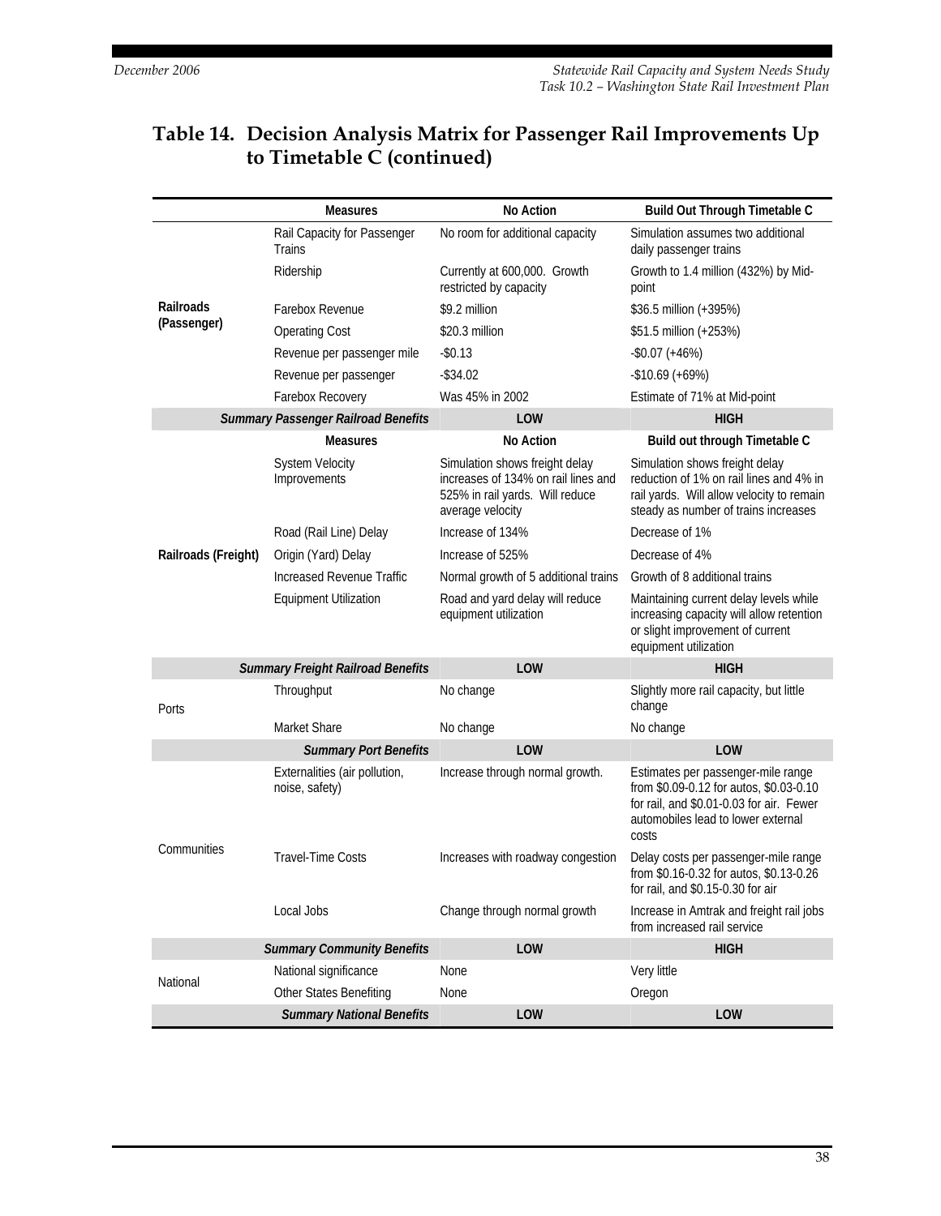## Table 14. Decision Analysis Matrix for Passenger Rail Improvements Up to Timetable C (continued)

| | Measures | No Action | Build Out Through Timetable C |
|---|---|---|---|
| **Railroads (Passenger)** | Rail Capacity for Passenger Trains | No room for additional capacity | Simulation assumes two additional daily passenger trains |
| | Ridership | Currently at 600,000. Growth restricted by capacity | Growth to 1.4 million (432%) by Mid-point |
| | Farebox Revenue | $9.2 million | $36.5 million (+395%) |
| | Operating Cost | $20.3 million | $51.5 million (+253%) |
| | Revenue per passenger mile | -$0.13 | -$0.07 (+46%) |
| | Revenue per passenger | -$34.02 | -$10.69 (+69%) |
| | Farebox Recovery | Was 45% in 2002 | Estimate of 71% at Mid-point |
| | ***Summary Passenger Railroad Benefits*** | **LOW** | **HIGH** |
| | **Measures** | **No Action** | **Build out through Timetable C** |
| **Railroads (Freight)** | System Velocity Improvements | Simulation shows freight delay increases of 134% on rail lines and 525% in rail yards. Will reduce average velocity | Simulation shows freight delay reduction of 1% on rail lines and 4% in rail yards. Will allow velocity to remain steady as number of trains increases |
| | Road (Rail Line) Delay | Increase of 134% | Decrease of 1% |
| | Origin (Yard) Delay | Increase of 525% | Decrease of 4% |
| | Increased Revenue Traffic | Normal growth of 5 additional trains | Growth of 8 additional trains |
| | Equipment Utilization | Road and yard delay will reduce equipment utilization | Maintaining current delay levels while increasing capacity will allow retention or slight improvement of current equipment utilization |
| | ***Summary Freight Railroad Benefits*** | **LOW** | **HIGH** |
| Ports | Throughput | No change | Slightly more rail capacity, but little change |
| | Market Share | No change | No change |
| | ***Summary Port Benefits*** | **LOW** | **LOW** |
| Communities | Externalities (air pollution, noise, safety) | Increase through normal growth. | Estimates per passenger-mile range from $0.09-0.12 for autos, $0.03-0.10 for rail, and $0.01-0.03 for air. Fewer automobiles lead to lower external costs |
| | Travel-Time Costs | Increases with roadway congestion | Delay costs per passenger-mile range from $0.16-0.32 for autos, $0.13-0.26 for rail, and $0.15-0.30 for air |
| | Local Jobs | Change through normal growth | Increase in Amtrak and freight rail jobs from increased rail service |
| | ***Summary Community Benefits*** | **LOW** | **HIGH** |
| National | National significance | None | Very little |
| | Other States Benefiting | None | Oregon |
| | ***Summary National Benefits*** | **LOW** | **LOW** |